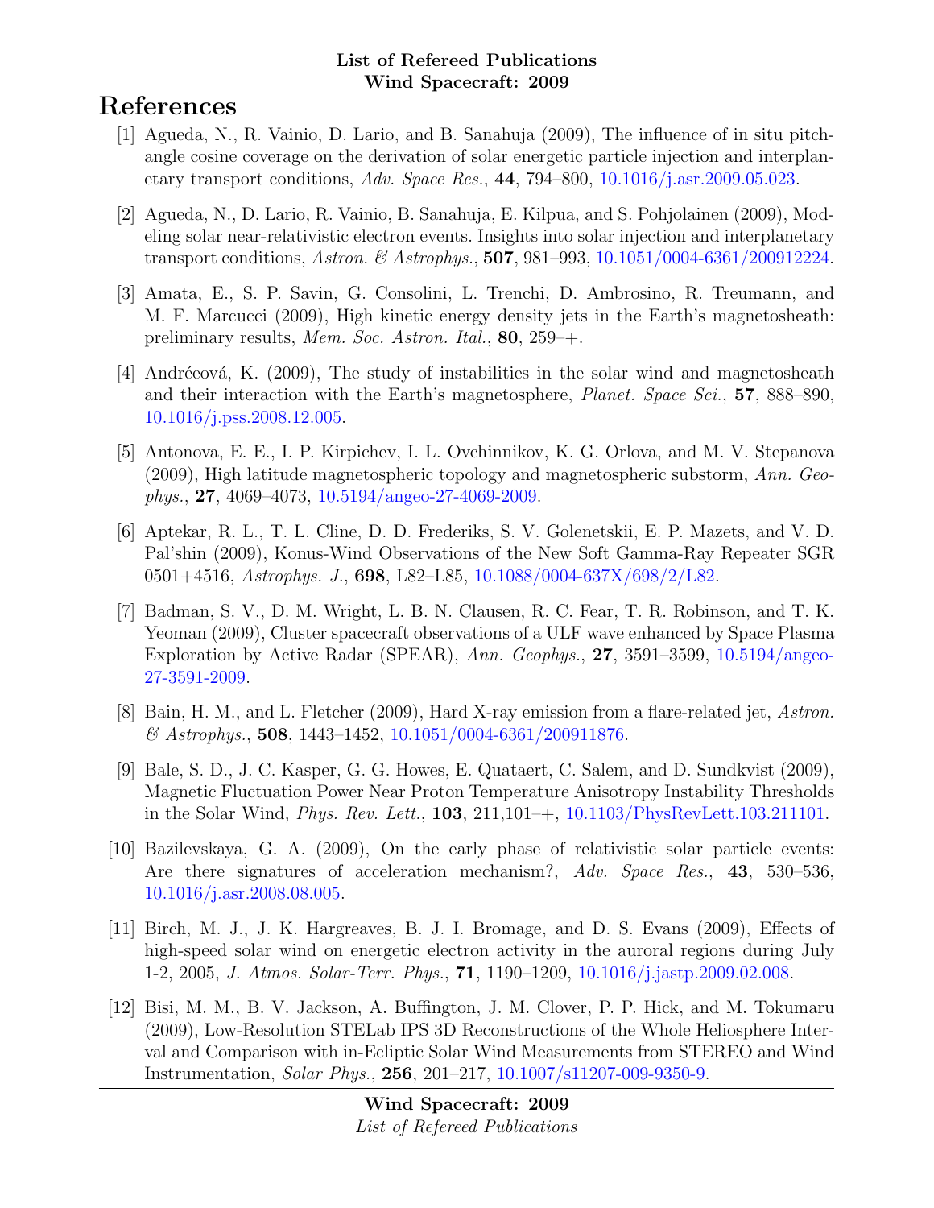**List of Refereed Publications**
**Wind Spacecraft: 2009**

# References

[1] Agueda, N., R. Vainio, D. Lario, and B. Sanahuja (2009), The influence of in situ pitch-angle cosine coverage on the derivation of solar energetic particle injection and interplanetary transport conditions, *Adv. Space Res.*, **44**, 794–800, 10.1016/j.asr.2009.05.023.

[2] Agueda, N., D. Lario, R. Vainio, B. Sanahuja, E. Kilpua, and S. Pohjolainen (2009), Modeling solar near-relativistic electron events. Insights into solar injection and interplanetary transport conditions, *Astron. & Astrophys.*, **507**, 981–993, 10.1051/0004-6361/200912224.

[3] Amata, E., S. P. Savin, G. Consolini, L. Trenchi, D. Ambrosino, R. Treumann, and M. F. Marcucci (2009), High kinetic energy density jets in the Earth's magnetosheath: preliminary results, *Mem. Soc. Astron. Ital.*, **80**, 259–+.

[4] Andréeová, K. (2009), The study of instabilities in the solar wind and magnetosheath and their interaction with the Earth's magnetosphere, *Planet. Space Sci.*, **57**, 888–890, 10.1016/j.pss.2008.12.005.

[5] Antonova, E. E., I. P. Kirpichev, I. L. Ovchinnikov, K. G. Orlova, and M. V. Stepanova (2009), High latitude magnetospheric topology and magnetospheric substorm, *Ann. Geophys.*, **27**, 4069–4073, 10.5194/angeo-27-4069-2009.

[6] Aptekar, R. L., T. L. Cline, D. D. Frederiks, S. V. Golenetskii, E. P. Mazets, and V. D. Pal'shin (2009), Konus-Wind Observations of the New Soft Gamma-Ray Repeater SGR 0501+4516, *Astrophys. J.*, **698**, L82–L85, 10.1088/0004-637X/698/2/L82.

[7] Badman, S. V., D. M. Wright, L. B. N. Clausen, R. C. Fear, T. R. Robinson, and T. K. Yeoman (2009), Cluster spacecraft observations of a ULF wave enhanced by Space Plasma Exploration by Active Radar (SPEAR), *Ann. Geophys.*, **27**, 3591–3599, 10.5194/angeo-27-3591-2009.

[8] Bain, H. M., and L. Fletcher (2009), Hard X-ray emission from a flare-related jet, *Astron. & Astrophys.*, **508**, 1443–1452, 10.1051/0004-6361/200911876.

[9] Bale, S. D., J. C. Kasper, G. G. Howes, E. Quataert, C. Salem, and D. Sundkvist (2009), Magnetic Fluctuation Power Near Proton Temperature Anisotropy Instability Thresholds in the Solar Wind, *Phys. Rev. Lett.*, **103**, 211,101–+, 10.1103/PhysRevLett.103.211101.

[10] Bazilevskaya, G. A. (2009), On the early phase of relativistic solar particle events: Are there signatures of acceleration mechanism?, *Adv. Space Res.*, **43**, 530–536, 10.1016/j.asr.2008.08.005.

[11] Birch, M. J., J. K. Hargreaves, B. J. I. Bromage, and D. S. Evans (2009), Effects of high-speed solar wind on energetic electron activity in the auroral regions during July 1-2, 2005, *J. Atmos. Solar-Terr. Phys.*, **71**, 1190–1209, 10.1016/j.jastp.2009.02.008.

[12] Bisi, M. M., B. V. Jackson, A. Buffington, J. M. Clover, P. P. Hick, and M. Tokumaru (2009), Low-Resolution STELab IPS 3D Reconstructions of the Whole Heliosphere Interval and Comparison with in-Ecliptic Solar Wind Measurements from STEREO and Wind Instrumentation, *Solar Phys.*, **256**, 201–217, 10.1007/s11207-009-9350-9.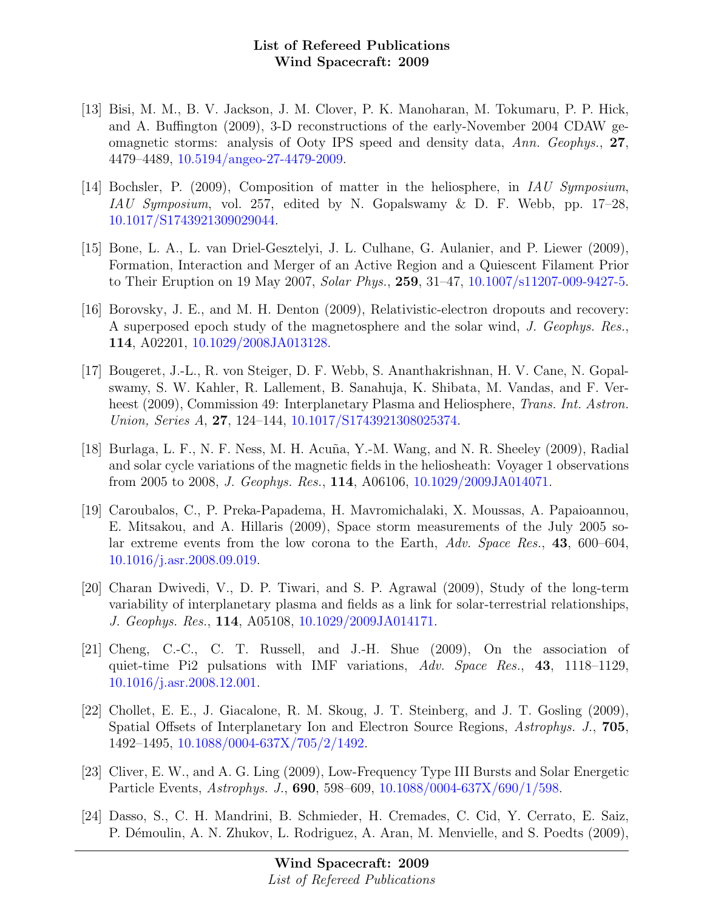[13] Bisi, M. M., B. V. Jackson, J. M. Clover, P. K. Manoharan, M. Tokumaru, P. P. Hick, and A. Buffington (2009), 3-D reconstructions of the early-November 2004 CDAW geomagnetic storms: analysis of Ooty IPS speed and density data, *Ann. Geophys.*, **27**, 4479–4489, 10.5194/angeo-27-4479-2009.

[14] Bochsler, P. (2009), Composition of matter in the heliosphere, in *IAU Symposium*, *IAU Symposium*, vol. 257, edited by N. Gopalswamy & D. F. Webb, pp. 17–28, 10.1017/S1743921309029044.

[15] Bone, L. A., L. van Driel-Gesztelyi, J. L. Culhane, G. Aulanier, and P. Liewer (2009), Formation, Interaction and Merger of an Active Region and a Quiescent Filament Prior to Their Eruption on 19 May 2007, *Solar Phys.*, **259**, 31–47, 10.1007/s11207-009-9427-5.

[16] Borovsky, J. E., and M. H. Denton (2009), Relativistic-electron dropouts and recovery: A superposed epoch study of the magnetosphere and the solar wind, *J. Geophys. Res.*, **114**, A02201, 10.1029/2008JA013128.

[17] Bougeret, J.-L., R. von Steiger, D. F. Webb, S. Ananthakrishnan, H. V. Cane, N. Gopalswamy, S. W. Kahler, R. Lallement, B. Sanahuja, K. Shibata, M. Vandas, and F. Verheest (2009), Commission 49: Interplanetary Plasma and Heliosphere, *Trans. Int. Astron. Union, Series A*, **27**, 124–144, 10.1017/S1743921308025374.

[18] Burlaga, L. F., N. F. Ness, M. H. Acuña, Y.-M. Wang, and N. R. Sheeley (2009), Radial and solar cycle variations of the magnetic fields in the heliosheath: Voyager 1 observations from 2005 to 2008, *J. Geophys. Res.*, **114**, A06106, 10.1029/2009JA014071.

[19] Caroubalos, C., P. Preka-Papadema, H. Mavromichalaki, X. Moussas, A. Papaioannou, E. Mitsakou, and A. Hillaris (2009), Space storm measurements of the July 2005 solar extreme events from the low corona to the Earth, *Adv. Space Res.*, **43**, 600–604, 10.1016/j.asr.2008.09.019.

[20] Charan Dwivedi, V., D. P. Tiwari, and S. P. Agrawal (2009), Study of the long-term variability of interplanetary plasma and fields as a link for solar-terrestrial relationships, *J. Geophys. Res.*, **114**, A05108, 10.1029/2009JA014171.

[21] Cheng, C.-C., C. T. Russell, and J.-H. Shue (2009), On the association of quiet-time Pi2 pulsations with IMF variations, *Adv. Space Res.*, **43**, 1118–1129, 10.1016/j.asr.2008.12.001.

[22] Chollet, E. E., J. Giacalone, R. M. Skoug, J. T. Steinberg, and J. T. Gosling (2009), Spatial Offsets of Interplanetary Ion and Electron Source Regions, *Astrophys. J.*, **705**, 1492–1495, 10.1088/0004-637X/705/2/1492.

[23] Cliver, E. W., and A. G. Ling (2009), Low-Frequency Type III Bursts and Solar Energetic Particle Events, *Astrophys. J.*, **690**, 598–609, 10.1088/0004-637X/690/1/598.

[24] Dasso, S., C. H. Mandrini, B. Schmieder, H. Cremades, C. Cid, Y. Cerrato, E. Saiz, P. Démoulin, A. N. Zhukov, L. Rodriguez, A. Aran, M. Menvielle, and S. Poedts (2009),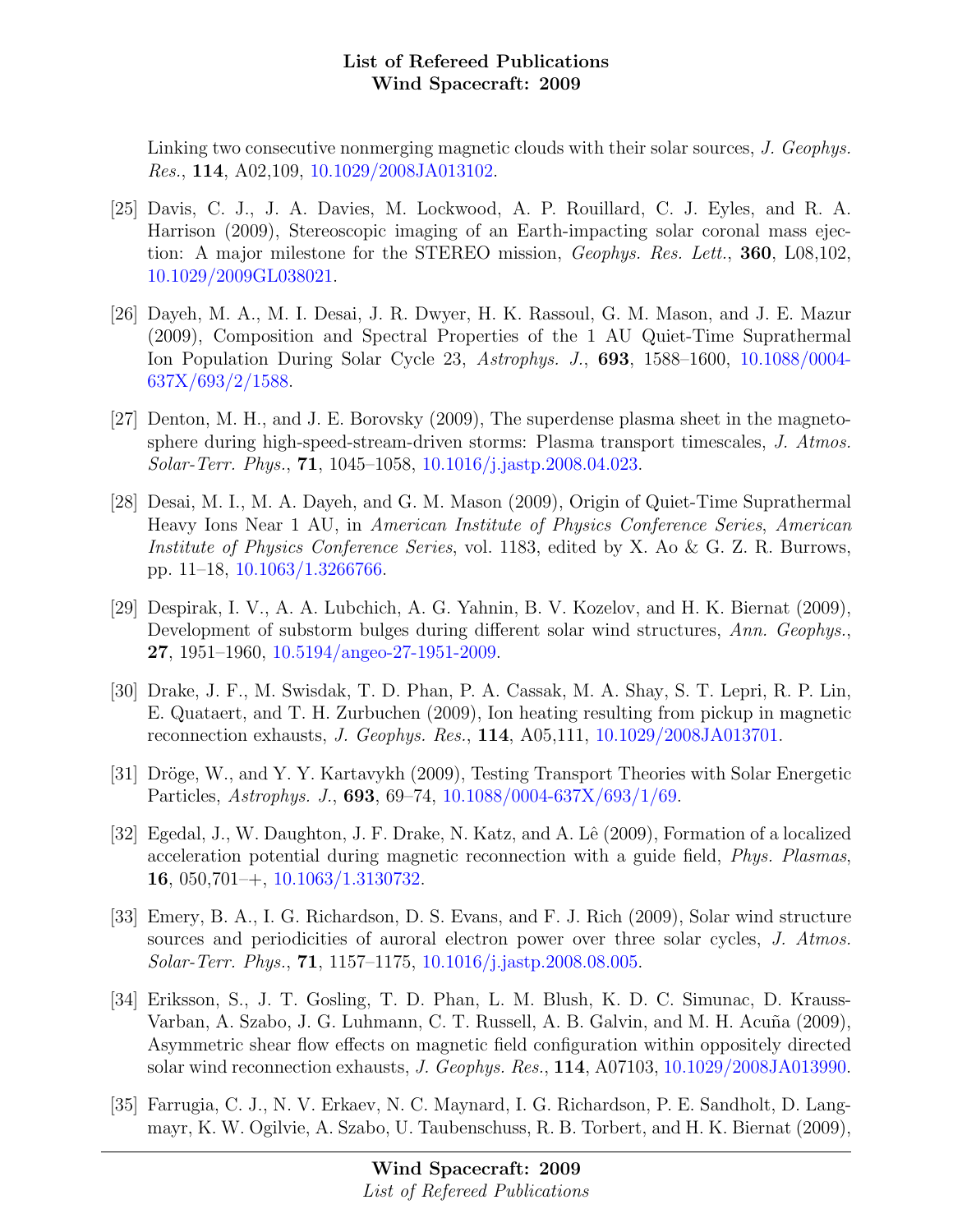Linking two consecutive nonmerging magnetic clouds with their solar sources, *J. Geophys. Res.*, **114**, A02,109, 10.1029/2008JA013102.

[25] Davis, C. J., J. A. Davies, M. Lockwood, A. P. Rouillard, C. J. Eyles, and R. A. Harrison (2009), Stereoscopic imaging of an Earth-impacting solar coronal mass ejection: A major milestone for the STEREO mission, *Geophys. Res. Lett.*, **360**, L08,102, 10.1029/2009GL038021.

[26] Dayeh, M. A., M. I. Desai, J. R. Dwyer, H. K. Rassoul, G. M. Mason, and J. E. Mazur (2009), Composition and Spectral Properties of the 1 AU Quiet-Time Suprathermal Ion Population During Solar Cycle 23, *Astrophys. J.*, **693**, 1588–1600, 10.1088/0004-637X/693/2/1588.

[27] Denton, M. H., and J. E. Borovsky (2009), The superdense plasma sheet in the magnetosphere during high-speed-stream-driven storms: Plasma transport timescales, *J. Atmos. Solar-Terr. Phys.*, **71**, 1045–1058, 10.1016/j.jastp.2008.04.023.

[28] Desai, M. I., M. A. Dayeh, and G. M. Mason (2009), Origin of Quiet-Time Suprathermal Heavy Ions Near 1 AU, in *American Institute of Physics Conference Series*, *American Institute of Physics Conference Series*, vol. 1183, edited by X. Ao & G. Z. R. Burrows, pp. 11–18, 10.1063/1.3266766.

[29] Despirak, I. V., A. A. Lubchich, A. G. Yahnin, B. V. Kozelov, and H. K. Biernat (2009), Development of substorm bulges during different solar wind structures, *Ann. Geophys.*, **27**, 1951–1960, 10.5194/angeo-27-1951-2009.

[30] Drake, J. F., M. Swisdak, T. D. Phan, P. A. Cassak, M. A. Shay, S. T. Lepri, R. P. Lin, E. Quataert, and T. H. Zurbuchen (2009), Ion heating resulting from pickup in magnetic reconnection exhausts, *J. Geophys. Res.*, **114**, A05,111, 10.1029/2008JA013701.

[31] Dröge, W., and Y. Y. Kartavykh (2009), Testing Transport Theories with Solar Energetic Particles, *Astrophys. J.*, **693**, 69–74, 10.1088/0004-637X/693/1/69.

[32] Egedal, J., W. Daughton, J. F. Drake, N. Katz, and A. Lê (2009), Formation of a localized acceleration potential during magnetic reconnection with a guide field, *Phys. Plasmas*, **16**, 050,701–+, 10.1063/1.3130732.

[33] Emery, B. A., I. G. Richardson, D. S. Evans, and F. J. Rich (2009), Solar wind structure sources and periodicities of auroral electron power over three solar cycles, *J. Atmos. Solar-Terr. Phys.*, **71**, 1157–1175, 10.1016/j.jastp.2008.08.005.

[34] Eriksson, S., J. T. Gosling, T. D. Phan, L. M. Blush, K. D. C. Simunac, D. Krauss-Varban, A. Szabo, J. G. Luhmann, C. T. Russell, A. B. Galvin, and M. H. Acuña (2009), Asymmetric shear flow effects on magnetic field configuration within oppositely directed solar wind reconnection exhausts, *J. Geophys. Res.*, **114**, A07103, 10.1029/2008JA013990.

[35] Farrugia, C. J., N. V. Erkaev, N. C. Maynard, I. G. Richardson, P. E. Sandholt, D. Langmayr, K. W. Ogilvie, A. Szabo, U. Taubenschuss, R. B. Torbert, and H. K. Biernat (2009),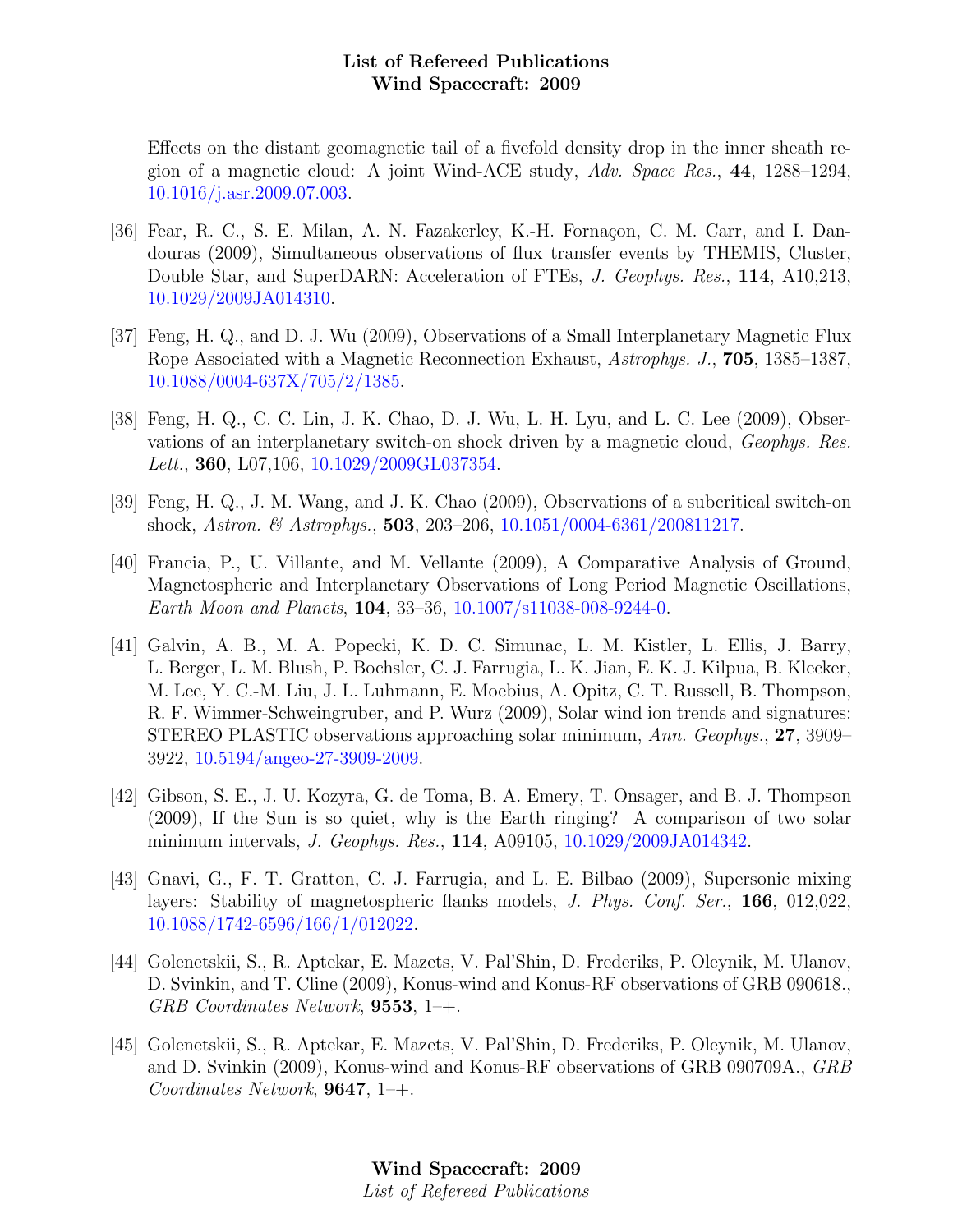Effects on the distant geomagnetic tail of a fivefold density drop in the inner sheath region of a magnetic cloud: A joint Wind-ACE study, *Adv. Space Res.*, **44**, 1288–1294, 10.1016/j.asr.2009.07.003.

[36] Fear, R. C., S. E. Milan, A. N. Fazakerley, K.-H. Fornaçon, C. M. Carr, and I. Dandouras (2009), Simultaneous observations of flux transfer events by THEMIS, Cluster, Double Star, and SuperDARN: Acceleration of FTEs, *J. Geophys. Res.*, **114**, A10,213, 10.1029/2009JA014310.

[37] Feng, H. Q., and D. J. Wu (2009), Observations of a Small Interplanetary Magnetic Flux Rope Associated with a Magnetic Reconnection Exhaust, *Astrophys. J.*, **705**, 1385–1387, 10.1088/0004-637X/705/2/1385.

[38] Feng, H. Q., C. C. Lin, J. K. Chao, D. J. Wu, L. H. Lyu, and L. C. Lee (2009), Observations of an interplanetary switch-on shock driven by a magnetic cloud, *Geophys. Res. Lett.*, **360**, L07,106, 10.1029/2009GL037354.

[39] Feng, H. Q., J. M. Wang, and J. K. Chao (2009), Observations of a subcritical switch-on shock, *Astron. & Astrophys.*, **503**, 203–206, 10.1051/0004-6361/200811217.

[40] Francia, P., U. Villante, and M. Vellante (2009), A Comparative Analysis of Ground, Magnetospheric and Interplanetary Observations of Long Period Magnetic Oscillations, *Earth Moon and Planets*, **104**, 33–36, 10.1007/s11038-008-9244-0.

[41] Galvin, A. B., M. A. Popecki, K. D. C. Simunac, L. M. Kistler, L. Ellis, J. Barry, L. Berger, L. M. Blush, P. Bochsler, C. J. Farrugia, L. K. Jian, E. K. J. Kilpua, B. Klecker, M. Lee, Y. C.-M. Liu, J. L. Luhmann, E. Moebius, A. Opitz, C. T. Russell, B. Thompson, R. F. Wimmer-Schweingruber, and P. Wurz (2009), Solar wind ion trends and signatures: STEREO PLASTIC observations approaching solar minimum, *Ann. Geophys.*, **27**, 3909–3922, 10.5194/angeo-27-3909-2009.

[42] Gibson, S. E., J. U. Kozyra, G. de Toma, B. A. Emery, T. Onsager, and B. J. Thompson (2009), If the Sun is so quiet, why is the Earth ringing? A comparison of two solar minimum intervals, *J. Geophys. Res.*, **114**, A09105, 10.1029/2009JA014342.

[43] Gnavi, G., F. T. Gratton, C. J. Farrugia, and L. E. Bilbao (2009), Supersonic mixing layers: Stability of magnetospheric flanks models, *J. Phys. Conf. Ser.*, **166**, 012,022, 10.1088/1742-6596/166/1/012022.

[44] Golenetskii, S., R. Aptekar, E. Mazets, V. Pal'Shin, D. Frederiks, P. Oleynik, M. Ulanov, D. Svinkin, and T. Cline (2009), Konus-wind and Konus-RF observations of GRB 090618., *GRB Coordinates Network*, **9553**, 1–+.

[45] Golenetskii, S., R. Aptekar, E. Mazets, V. Pal'Shin, D. Frederiks, P. Oleynik, M. Ulanov, and D. Svinkin (2009), Konus-wind and Konus-RF observations of GRB 090709A., *GRB Coordinates Network*, **9647**, 1–+.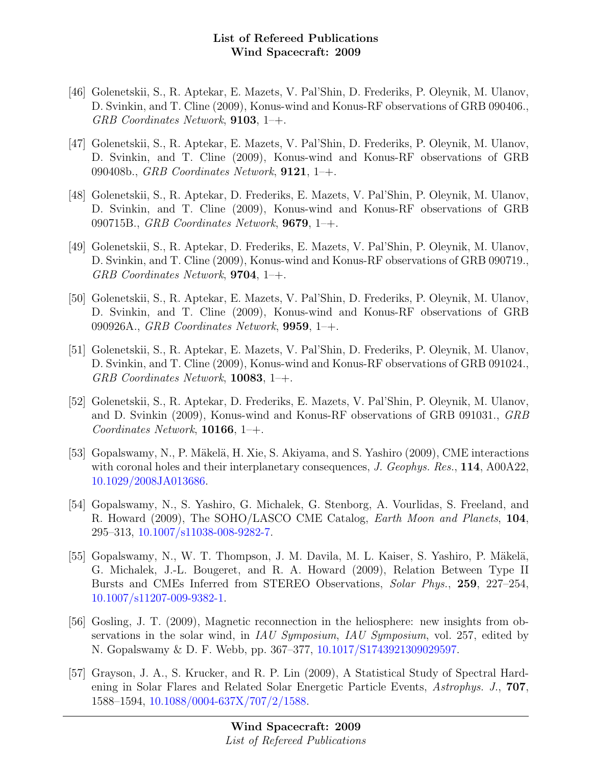[46] Golenetskii, S., R. Aptekar, E. Mazets, V. Pal'Shin, D. Frederiks, P. Oleynik, M. Ulanov, D. Svinkin, and T. Cline (2009), Konus-wind and Konus-RF observations of GRB 090406., *GRB Coordinates Network*, **9103**, 1–+.

[47] Golenetskii, S., R. Aptekar, E. Mazets, V. Pal'Shin, D. Frederiks, P. Oleynik, M. Ulanov, D. Svinkin, and T. Cline (2009), Konus-wind and Konus-RF observations of GRB 090408b., *GRB Coordinates Network*, **9121**, 1–+.

[48] Golenetskii, S., R. Aptekar, D. Frederiks, E. Mazets, V. Pal'Shin, P. Oleynik, M. Ulanov, D. Svinkin, and T. Cline (2009), Konus-wind and Konus-RF observations of GRB 090715B., *GRB Coordinates Network*, **9679**, 1–+.

[49] Golenetskii, S., R. Aptekar, D. Frederiks, E. Mazets, V. Pal'Shin, P. Oleynik, M. Ulanov, D. Svinkin, and T. Cline (2009), Konus-wind and Konus-RF observations of GRB 090719., *GRB Coordinates Network*, **9704**, 1–+.

[50] Golenetskii, S., R. Aptekar, E. Mazets, V. Pal'Shin, D. Frederiks, P. Oleynik, M. Ulanov, D. Svinkin, and T. Cline (2009), Konus-wind and Konus-RF observations of GRB 090926A., *GRB Coordinates Network*, **9959**, 1–+.

[51] Golenetskii, S., R. Aptekar, E. Mazets, V. Pal'Shin, D. Frederiks, P. Oleynik, M. Ulanov, D. Svinkin, and T. Cline (2009), Konus-wind and Konus-RF observations of GRB 091024., *GRB Coordinates Network*, **10083**, 1–+.

[52] Golenetskii, S., R. Aptekar, D. Frederiks, E. Mazets, V. Pal'Shin, P. Oleynik, M. Ulanov, and D. Svinkin (2009), Konus-wind and Konus-RF observations of GRB 091031., *GRB Coordinates Network*, **10166**, 1–+.

[53] Gopalswamy, N., P. Mäkelä, H. Xie, S. Akiyama, and S. Yashiro (2009), CME interactions with coronal holes and their interplanetary consequences, *J. Geophys. Res.*, **114**, A00A22, 10.1029/2008JA013686.

[54] Gopalswamy, N., S. Yashiro, G. Michalek, G. Stenborg, A. Vourlidas, S. Freeland, and R. Howard (2009), The SOHO/LASCO CME Catalog, *Earth Moon and Planets*, **104**, 295–313, 10.1007/s11038-008-9282-7.

[55] Gopalswamy, N., W. T. Thompson, J. M. Davila, M. L. Kaiser, S. Yashiro, P. Mäkelä, G. Michalek, J.-L. Bougeret, and R. A. Howard (2009), Relation Between Type II Bursts and CMEs Inferred from STEREO Observations, *Solar Phys.*, **259**, 227–254, 10.1007/s11207-009-9382-1.

[56] Gosling, J. T. (2009), Magnetic reconnection in the heliosphere: new insights from observations in the solar wind, in *IAU Symposium*, *IAU Symposium*, vol. 257, edited by N. Gopalswamy & D. F. Webb, pp. 367–377, 10.1017/S1743921309029597.

[57] Grayson, J. A., S. Krucker, and R. P. Lin (2009), A Statistical Study of Spectral Hardening in Solar Flares and Related Solar Energetic Particle Events, *Astrophys. J.*, **707**, 1588–1594, 10.1088/0004-637X/707/2/1588.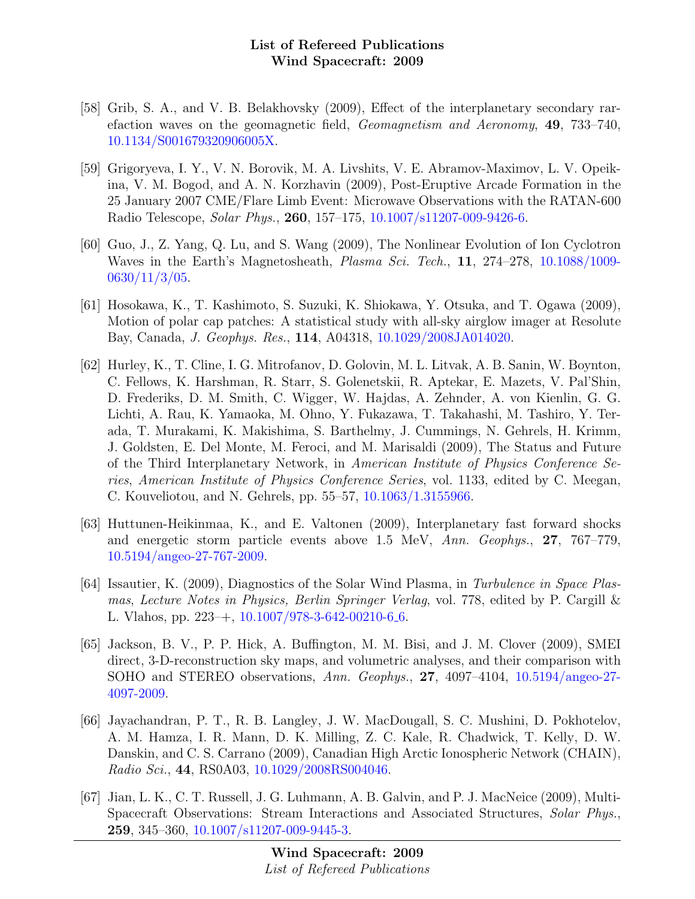[58] Grib, S. A., and V. B. Belakhovsky (2009), Effect of the interplanetary secondary rarefaction waves on the geomagnetic field, *Geomagnetism and Aeronomy*, **49**, 733–740, 10.1134/S001679320906005X.

[59] Grigoryeva, I. Y., V. N. Borovik, M. A. Livshits, V. E. Abramov-Maximov, L. V. Opeikina, V. M. Bogod, and A. N. Korzhavin (2009), Post-Eruptive Arcade Formation in the 25 January 2007 CME/Flare Limb Event: Microwave Observations with the RATAN-600 Radio Telescope, *Solar Phys.*, **260**, 157–175, 10.1007/s11207-009-9426-6.

[60] Guo, J., Z. Yang, Q. Lu, and S. Wang (2009), The Nonlinear Evolution of Ion Cyclotron Waves in the Earth's Magnetosheath, *Plasma Sci. Tech.*, **11**, 274–278, 10.1088/1009-0630/11/3/05.

[61] Hosokawa, K., T. Kashimoto, S. Suzuki, K. Shiokawa, Y. Otsuka, and T. Ogawa (2009), Motion of polar cap patches: A statistical study with all-sky airglow imager at Resolute Bay, Canada, *J. Geophys. Res.*, **114**, A04318, 10.1029/2008JA014020.

[62] Hurley, K., T. Cline, I. G. Mitrofanov, D. Golovin, M. L. Litvak, A. B. Sanin, W. Boynton, C. Fellows, K. Harshman, R. Starr, S. Golenetskii, R. Aptekar, E. Mazets, V. Pal'Shin, D. Frederiks, D. M. Smith, C. Wigger, W. Hajdas, A. Zehnder, A. von Kienlin, G. G. Lichti, A. Rau, K. Yamaoka, M. Ohno, Y. Fukazawa, T. Takahashi, M. Tashiro, Y. Terada, T. Murakami, K. Makishima, S. Barthelmy, J. Cummings, N. Gehrels, H. Krimm, J. Goldsten, E. Del Monte, M. Feroci, and M. Marisaldi (2009), The Status and Future of the Third Interplanetary Network, in *American Institute of Physics Conference Series*, *American Institute of Physics Conference Series*, vol. 1133, edited by C. Meegan, C. Kouveliotou, and N. Gehrels, pp. 55–57, 10.1063/1.3155966.

[63] Huttunen-Heikinmaa, K., and E. Valtonen (2009), Interplanetary fast forward shocks and energetic storm particle events above 1.5 MeV, *Ann. Geophys.*, **27**, 767–779, 10.5194/angeo-27-767-2009.

[64] Issautier, K. (2009), Diagnostics of the Solar Wind Plasma, in *Turbulence in Space Plasmas*, *Lecture Notes in Physics, Berlin Springer Verlag*, vol. 778, edited by P. Cargill & L. Vlahos, pp. 223–+, 10.1007/978-3-642-00210-6_6.

[65] Jackson, B. V., P. P. Hick, A. Buffington, M. M. Bisi, and J. M. Clover (2009), SMEI direct, 3-D-reconstruction sky maps, and volumetric analyses, and their comparison with SOHO and STEREO observations, *Ann. Geophys.*, **27**, 4097–4104, 10.5194/angeo-27-4097-2009.

[66] Jayachandran, P. T., R. B. Langley, J. W. MacDougall, S. C. Mushini, D. Pokhotelov, A. M. Hamza, I. R. Mann, D. K. Milling, Z. C. Kale, R. Chadwick, T. Kelly, D. W. Danskin, and C. S. Carrano (2009), Canadian High Arctic Ionospheric Network (CHAIN), *Radio Sci.*, **44**, RS0A03, 10.1029/2008RS004046.

[67] Jian, L. K., C. T. Russell, J. G. Luhmann, A. B. Galvin, and P. J. MacNeice (2009), Multi-Spacecraft Observations: Stream Interactions and Associated Structures, *Solar Phys.*, **259**, 345–360, 10.1007/s11207-009-9445-3.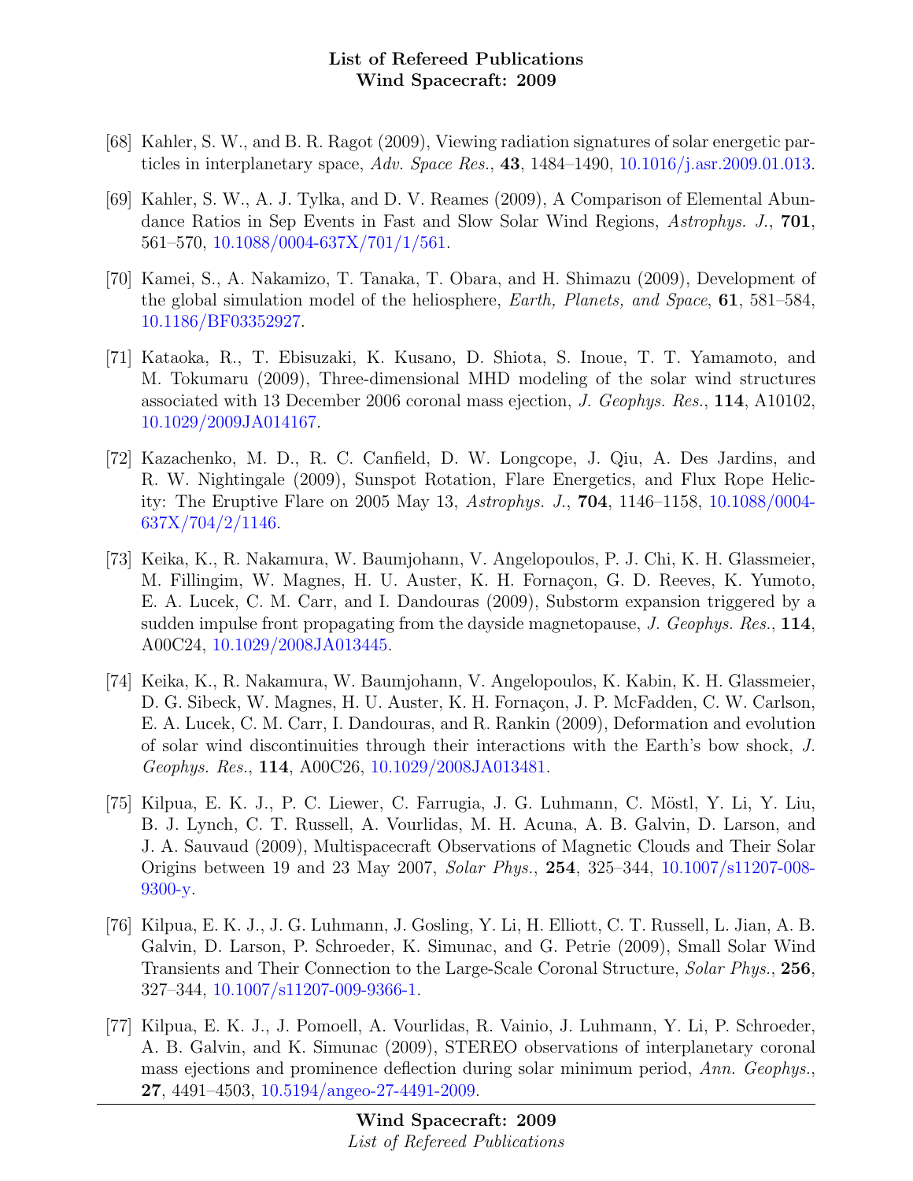[68] Kahler, S. W., and B. R. Ragot (2009), Viewing radiation signatures of solar energetic particles in interplanetary space, *Adv. Space Res.*, **43**, 1484–1490, 10.1016/j.asr.2009.01.013.

[69] Kahler, S. W., A. J. Tylka, and D. V. Reames (2009), A Comparison of Elemental Abundance Ratios in Sep Events in Fast and Slow Solar Wind Regions, *Astrophys. J.*, **701**, 561–570, 10.1088/0004-637X/701/1/561.

[70] Kamei, S., A. Nakamizo, T. Tanaka, T. Obara, and H. Shimazu (2009), Development of the global simulation model of the heliosphere, *Earth, Planets, and Space*, **61**, 581–584, 10.1186/BF03352927.

[71] Kataoka, R., T. Ebisuzaki, K. Kusano, D. Shiota, S. Inoue, T. T. Yamamoto, and M. Tokumaru (2009), Three-dimensional MHD modeling of the solar wind structures associated with 13 December 2006 coronal mass ejection, *J. Geophys. Res.*, **114**, A10102, 10.1029/2009JA014167.

[72] Kazachenko, M. D., R. C. Canfield, D. W. Longcope, J. Qiu, A. Des Jardins, and R. W. Nightingale (2009), Sunspot Rotation, Flare Energetics, and Flux Rope Helicity: The Eruptive Flare on 2005 May 13, *Astrophys. J.*, **704**, 1146–1158, 10.1088/0004-637X/704/2/1146.

[73] Keika, K., R. Nakamura, W. Baumjohann, V. Angelopoulos, P. J. Chi, K. H. Glassmeier, M. Fillingim, W. Magnes, H. U. Auster, K. H. Fornaçon, G. D. Reeves, K. Yumoto, E. A. Lucek, C. M. Carr, and I. Dandouras (2009), Substorm expansion triggered by a sudden impulse front propagating from the dayside magnetopause, *J. Geophys. Res.*, **114**, A00C24, 10.1029/2008JA013445.

[74] Keika, K., R. Nakamura, W. Baumjohann, V. Angelopoulos, K. Kabin, K. H. Glassmeier, D. G. Sibeck, W. Magnes, H. U. Auster, K. H. Fornaçon, J. P. McFadden, C. W. Carlson, E. A. Lucek, C. M. Carr, I. Dandouras, and R. Rankin (2009), Deformation and evolution of solar wind discontinuities through their interactions with the Earth's bow shock, *J. Geophys. Res.*, **114**, A00C26, 10.1029/2008JA013481.

[75] Kilpua, E. K. J., P. C. Liewer, C. Farrugia, J. G. Luhmann, C. Möstl, Y. Li, Y. Liu, B. J. Lynch, C. T. Russell, A. Vourlidas, M. H. Acuna, A. B. Galvin, D. Larson, and J. A. Sauvaud (2009), Multispacecraft Observations of Magnetic Clouds and Their Solar Origins between 19 and 23 May 2007, *Solar Phys.*, **254**, 325–344, 10.1007/s11207-008-9300-y.

[76] Kilpua, E. K. J., J. G. Luhmann, J. Gosling, Y. Li, H. Elliott, C. T. Russell, L. Jian, A. B. Galvin, D. Larson, P. Schroeder, K. Simunac, and G. Petrie (2009), Small Solar Wind Transients and Their Connection to the Large-Scale Coronal Structure, *Solar Phys.*, **256**, 327–344, 10.1007/s11207-009-9366-1.

[77] Kilpua, E. K. J., J. Pomoell, A. Vourlidas, R. Vainio, J. Luhmann, Y. Li, P. Schroeder, A. B. Galvin, and K. Simunac (2009), STEREO observations of interplanetary coronal mass ejections and prominence deflection during solar minimum period, *Ann. Geophys.*, **27**, 4491–4503, 10.5194/angeo-27-4491-2009.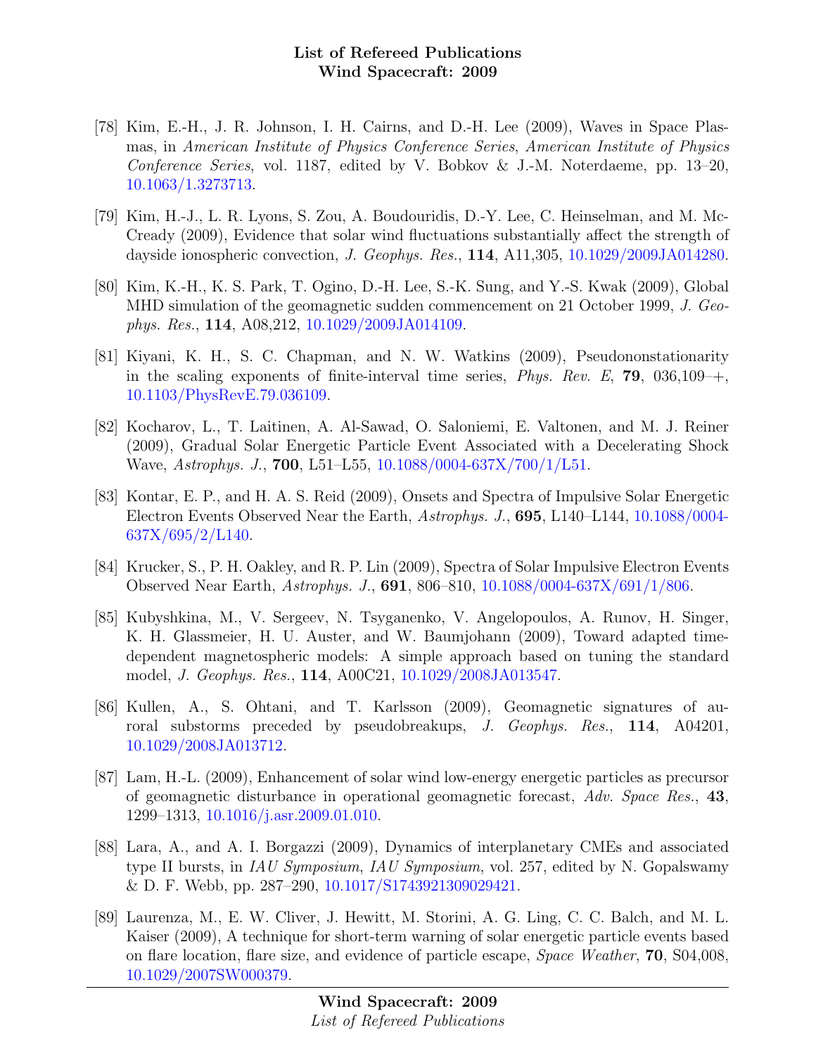[78] Kim, E.-H., J. R. Johnson, I. H. Cairns, and D.-H. Lee (2009), Waves in Space Plasmas, in *American Institute of Physics Conference Series*, *American Institute of Physics Conference Series*, vol. 1187, edited by V. Bobkov & J.-M. Noterdaeme, pp. 13–20, 10.1063/1.3273713.

[79] Kim, H.-J., L. R. Lyons, S. Zou, A. Boudouridis, D.-Y. Lee, C. Heinselman, and M. McCready (2009), Evidence that solar wind fluctuations substantially affect the strength of dayside ionospheric convection, *J. Geophys. Res.*, **114**, A11,305, 10.1029/2009JA014280.

[80] Kim, K.-H., K. S. Park, T. Ogino, D.-H. Lee, S.-K. Sung, and Y.-S. Kwak (2009), Global MHD simulation of the geomagnetic sudden commencement on 21 October 1999, *J. Geophys. Res.*, **114**, A08,212, 10.1029/2009JA014109.

[81] Kiyani, K. H., S. C. Chapman, and N. W. Watkins (2009), Pseudononstationarity in the scaling exponents of finite-interval time series, *Phys. Rev. E*, **79**, 036,109–+, 10.1103/PhysRevE.79.036109.

[82] Kocharov, L., T. Laitinen, A. Al-Sawad, O. Saloniemi, E. Valtonen, and M. J. Reiner (2009), Gradual Solar Energetic Particle Event Associated with a Decelerating Shock Wave, *Astrophys. J.*, **700**, L51–L55, 10.1088/0004-637X/700/1/L51.

[83] Kontar, E. P., and H. A. S. Reid (2009), Onsets and Spectra of Impulsive Solar Energetic Electron Events Observed Near the Earth, *Astrophys. J.*, **695**, L140–L144, 10.1088/0004-637X/695/2/L140.

[84] Krucker, S., P. H. Oakley, and R. P. Lin (2009), Spectra of Solar Impulsive Electron Events Observed Near Earth, *Astrophys. J.*, **691**, 806–810, 10.1088/0004-637X/691/1/806.

[85] Kubyshkina, M., V. Sergeev, N. Tsyganenko, V. Angelopoulos, A. Runov, H. Singer, K. H. Glassmeier, H. U. Auster, and W. Baumjohann (2009), Toward adapted time-dependent magnetospheric models: A simple approach based on tuning the standard model, *J. Geophys. Res.*, **114**, A00C21, 10.1029/2008JA013547.

[86] Kullen, A., S. Ohtani, and T. Karlsson (2009), Geomagnetic signatures of auroral substorms preceded by pseudobreakups, *J. Geophys. Res.*, **114**, A04201, 10.1029/2008JA013712.

[87] Lam, H.-L. (2009), Enhancement of solar wind low-energy energetic particles as precursor of geomagnetic disturbance in operational geomagnetic forecast, *Adv. Space Res.*, **43**, 1299–1313, 10.1016/j.asr.2009.01.010.

[88] Lara, A., and A. I. Borgazzi (2009), Dynamics of interplanetary CMEs and associated type II bursts, in *IAU Symposium*, *IAU Symposium*, vol. 257, edited by N. Gopalswamy & D. F. Webb, pp. 287–290, 10.1017/S1743921309029421.

[89] Laurenza, M., E. W. Cliver, J. Hewitt, M. Storini, A. G. Ling, C. C. Balch, and M. L. Kaiser (2009), A technique for short-term warning of solar energetic particle events based on flare location, flare size, and evidence of particle escape, *Space Weather*, **70**, S04,008, 10.1029/2007SW000379.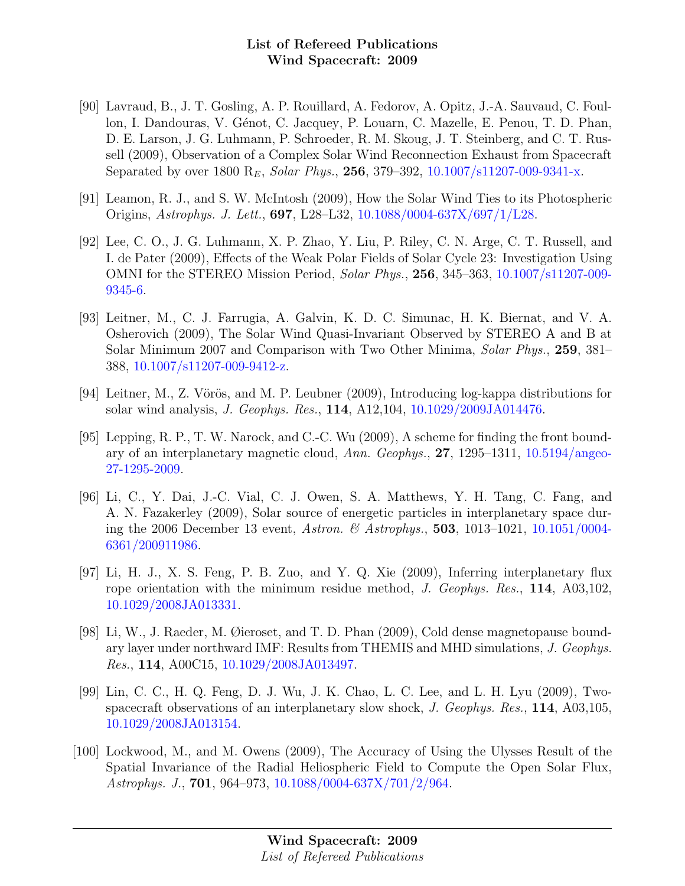[90] Lavraud, B., J. T. Gosling, A. P. Rouillard, A. Fedorov, A. Opitz, J.-A. Sauvaud, C. Foullon, I. Dandouras, V. Génot, C. Jacquey, P. Louarn, C. Mazelle, E. Penou, T. D. Phan, D. E. Larson, J. G. Luhmann, P. Schroeder, R. M. Skoug, J. T. Steinberg, and C. T. Russell (2009), Observation of a Complex Solar Wind Reconnection Exhaust from Spacecraft Separated by over 1800 $R_E$, *Solar Phys.*, **256**, 379–392, 10.1007/s11207-009-9341-x.

[91] Leamon, R. J., and S. W. McIntosh (2009), How the Solar Wind Ties to its Photospheric Origins, *Astrophys. J. Lett.*, **697**, L28–L32, 10.1088/0004-637X/697/1/L28.

[92] Lee, C. O., J. G. Luhmann, X. P. Zhao, Y. Liu, P. Riley, C. N. Arge, C. T. Russell, and I. de Pater (2009), Effects of the Weak Polar Fields of Solar Cycle 23: Investigation Using OMNI for the STEREO Mission Period, *Solar Phys.*, **256**, 345–363, 10.1007/s11207-009-9345-6.

[93] Leitner, M., C. J. Farrugia, A. Galvin, K. D. C. Simunac, H. K. Biernat, and V. A. Osherovich (2009), The Solar Wind Quasi-Invariant Observed by STEREO A and B at Solar Minimum 2007 and Comparison with Two Other Minima, *Solar Phys.*, **259**, 381–388, 10.1007/s11207-009-9412-z.

[94] Leitner, M., Z. Vörös, and M. P. Leubner (2009), Introducing log-kappa distributions for solar wind analysis, *J. Geophys. Res.*, **114**, A12,104, 10.1029/2009JA014476.

[95] Lepping, R. P., T. W. Narock, and C.-C. Wu (2009), A scheme for finding the front boundary of an interplanetary magnetic cloud, *Ann. Geophys.*, **27**, 1295–1311, 10.5194/angeo-27-1295-2009.

[96] Li, C., Y. Dai, J.-C. Vial, C. J. Owen, S. A. Matthews, Y. H. Tang, C. Fang, and A. N. Fazakerley (2009), Solar source of energetic particles in interplanetary space during the 2006 December 13 event, *Astron. & Astrophys.*, **503**, 1013–1021, 10.1051/0004-6361/200911986.

[97] Li, H. J., X. S. Feng, P. B. Zuo, and Y. Q. Xie (2009), Inferring interplanetary flux rope orientation with the minimum residue method, *J. Geophys. Res.*, **114**, A03,102, 10.1029/2008JA013331.

[98] Li, W., J. Raeder, M. Øieroset, and T. D. Phan (2009), Cold dense magnetopause boundary layer under northward IMF: Results from THEMIS and MHD simulations, *J. Geophys. Res.*, **114**, A00C15, 10.1029/2008JA013497.

[99] Lin, C. C., H. Q. Feng, D. J. Wu, J. K. Chao, L. C. Lee, and L. H. Lyu (2009), Two-spacecraft observations of an interplanetary slow shock, *J. Geophys. Res.*, **114**, A03,105, 10.1029/2008JA013154.

[100] Lockwood, M., and M. Owens (2009), The Accuracy of Using the Ulysses Result of the Spatial Invariance of the Radial Heliospheric Field to Compute the Open Solar Flux, *Astrophys. J.*, **701**, 964–973, 10.1088/0004-637X/701/2/964.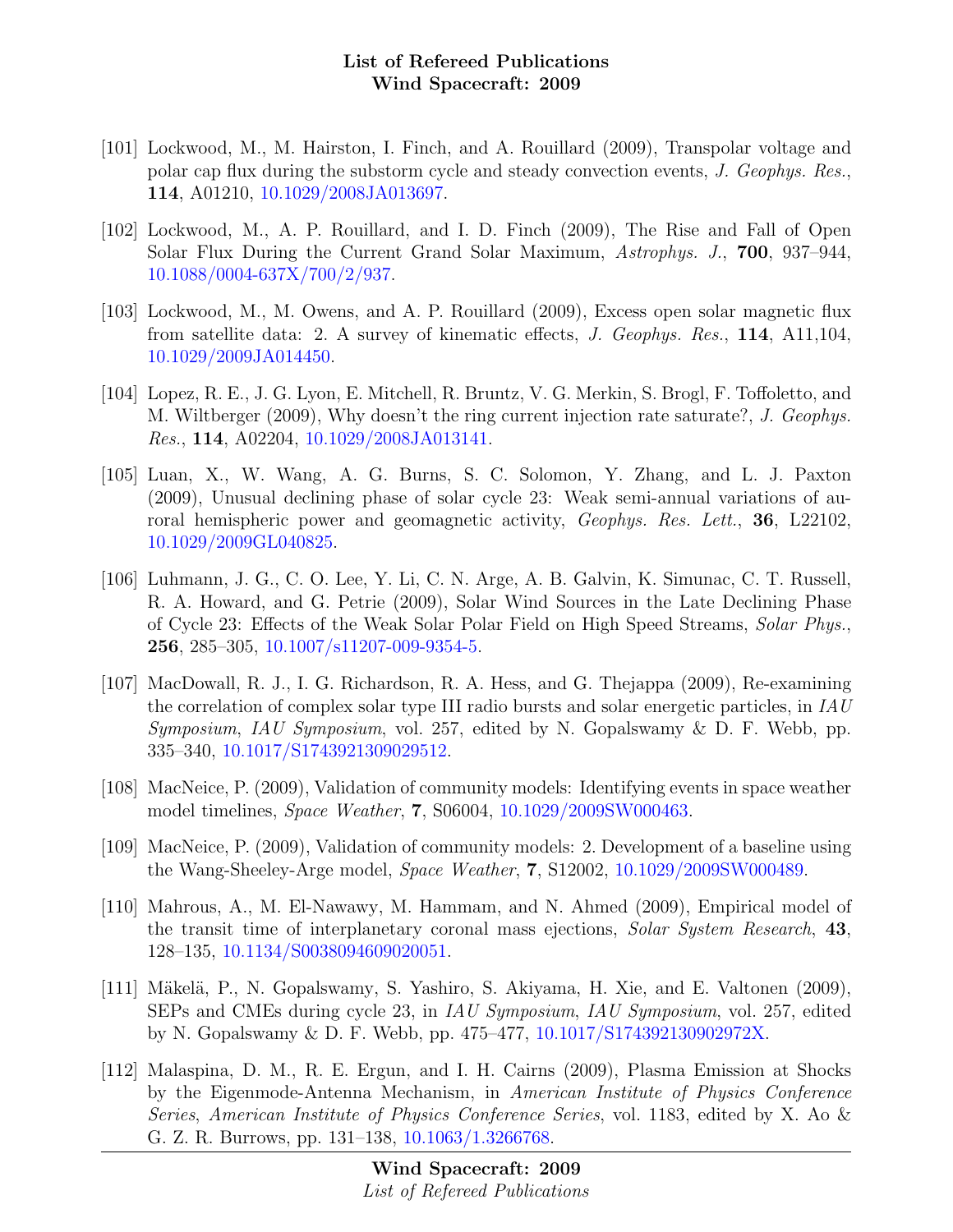[101] Lockwood, M., M. Hairston, I. Finch, and A. Rouillard (2009), Transpolar voltage and polar cap flux during the substorm cycle and steady convection events, *J. Geophys. Res.*, **114**, A01210, 10.1029/2008JA013697.

[102] Lockwood, M., A. P. Rouillard, and I. D. Finch (2009), The Rise and Fall of Open Solar Flux During the Current Grand Solar Maximum, *Astrophys. J.*, **700**, 937–944, 10.1088/0004-637X/700/2/937.

[103] Lockwood, M., M. Owens, and A. P. Rouillard (2009), Excess open solar magnetic flux from satellite data: 2. A survey of kinematic effects, *J. Geophys. Res.*, **114**, A11,104, 10.1029/2009JA014450.

[104] Lopez, R. E., J. G. Lyon, E. Mitchell, R. Bruntz, V. G. Merkin, S. Brogl, F. Toffoletto, and M. Wiltberger (2009), Why doesn't the ring current injection rate saturate?, *J. Geophys. Res.*, **114**, A02204, 10.1029/2008JA013141.

[105] Luan, X., W. Wang, A. G. Burns, S. C. Solomon, Y. Zhang, and L. J. Paxton (2009), Unusual declining phase of solar cycle 23: Weak semi-annual variations of auroral hemispheric power and geomagnetic activity, *Geophys. Res. Lett.*, **36**, L22102, 10.1029/2009GL040825.

[106] Luhmann, J. G., C. O. Lee, Y. Li, C. N. Arge, A. B. Galvin, K. Simunac, C. T. Russell, R. A. Howard, and G. Petrie (2009), Solar Wind Sources in the Late Declining Phase of Cycle 23: Effects of the Weak Solar Polar Field on High Speed Streams, *Solar Phys.*, **256**, 285–305, 10.1007/s11207-009-9354-5.

[107] MacDowall, R. J., I. G. Richardson, R. A. Hess, and G. Thejappa (2009), Re-examining the correlation of complex solar type III radio bursts and solar energetic particles, in *IAU Symposium*, *IAU Symposium*, vol. 257, edited by N. Gopalswamy & D. F. Webb, pp. 335–340, 10.1017/S1743921309029512.

[108] MacNeice, P. (2009), Validation of community models: Identifying events in space weather model timelines, *Space Weather*, **7**, S06004, 10.1029/2009SW000463.

[109] MacNeice, P. (2009), Validation of community models: 2. Development of a baseline using the Wang-Sheeley-Arge model, *Space Weather*, **7**, S12002, 10.1029/2009SW000489.

[110] Mahrous, A., M. El-Nawawy, M. Hammam, and N. Ahmed (2009), Empirical model of the transit time of interplanetary coronal mass ejections, *Solar System Research*, **43**, 128–135, 10.1134/S0038094609020051.

[111] Mäkelä, P., N. Gopalswamy, S. Yashiro, S. Akiyama, H. Xie, and E. Valtonen (2009), SEPs and CMEs during cycle 23, in *IAU Symposium*, *IAU Symposium*, vol. 257, edited by N. Gopalswamy & D. F. Webb, pp. 475–477, 10.1017/S174392130902972X.

[112] Malaspina, D. M., R. E. Ergun, and I. H. Cairns (2009), Plasma Emission at Shocks by the Eigenmode-Antenna Mechanism, in *American Institute of Physics Conference Series*, *American Institute of Physics Conference Series*, vol. 1183, edited by X. Ao & G. Z. R. Burrows, pp. 131–138, 10.1063/1.3266768.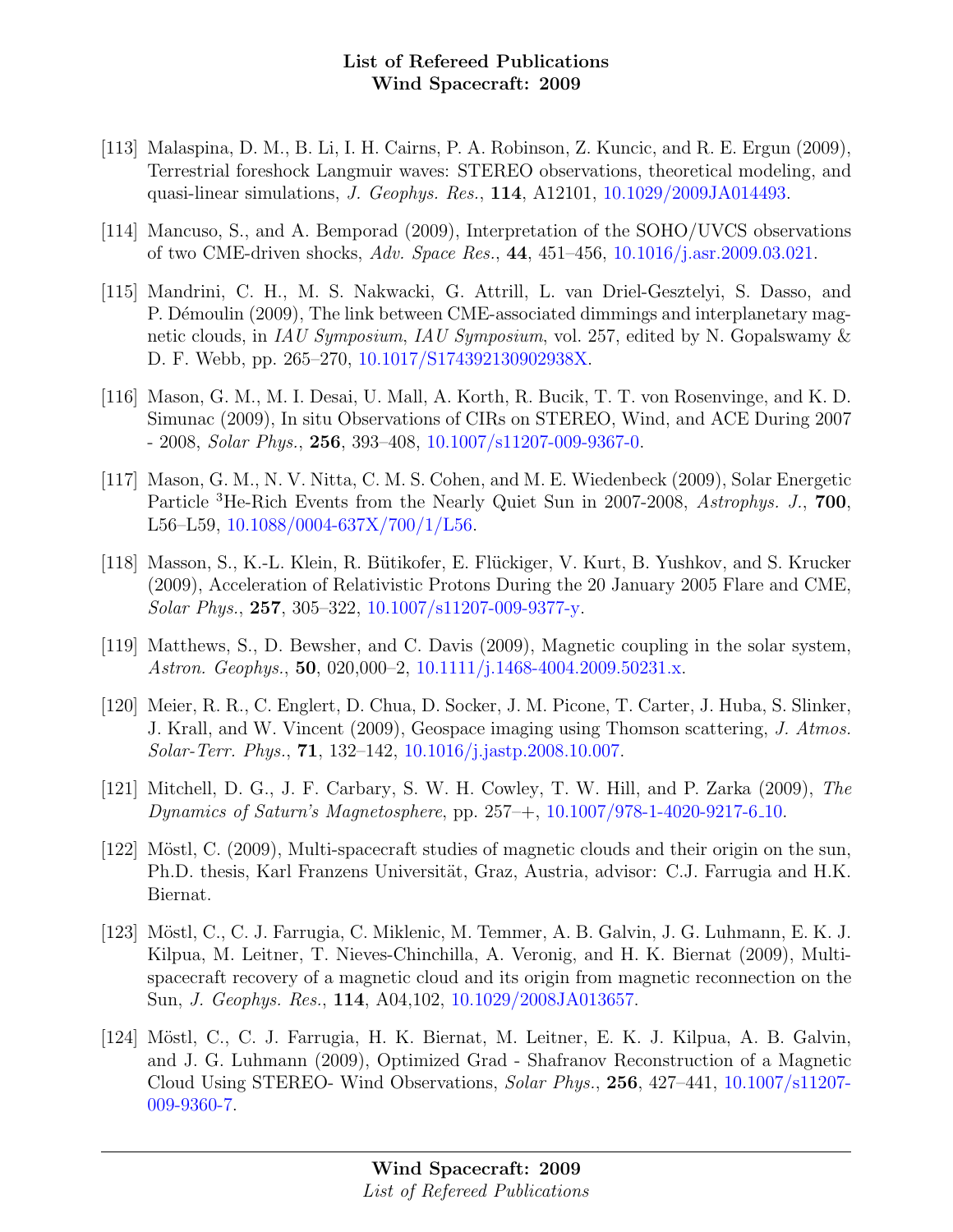[113] Malaspina, D. M., B. Li, I. H. Cairns, P. A. Robinson, Z. Kuncic, and R. E. Ergun (2009), Terrestrial foreshock Langmuir waves: STEREO observations, theoretical modeling, and quasi-linear simulations, *J. Geophys. Res.*, **114**, A12101, 10.1029/2009JA014493.

[114] Mancuso, S., and A. Bemporad (2009), Interpretation of the SOHO/UVCS observations of two CME-driven shocks, *Adv. Space Res.*, **44**, 451–456, 10.1016/j.asr.2009.03.021.

[115] Mandrini, C. H., M. S. Nakwacki, G. Attrill, L. van Driel-Gesztelyi, S. Dasso, and P. Démoulin (2009), The link between CME-associated dimmings and interplanetary magnetic clouds, in *IAU Symposium*, *IAU Symposium*, vol. 257, edited by N. Gopalswamy & D. F. Webb, pp. 265–270, 10.1017/S174392130902938X.

[116] Mason, G. M., M. I. Desai, U. Mall, A. Korth, R. Bucik, T. T. von Rosenvinge, and K. D. Simunac (2009), In situ Observations of CIRs on STEREO, Wind, and ACE During 2007 - 2008, *Solar Phys.*, **256**, 393–408, 10.1007/s11207-009-9367-0.

[117] Mason, G. M., N. V. Nitta, C. M. S. Cohen, and M. E. Wiedenbeck (2009), Solar Energetic Particle $^3$He-Rich Events from the Nearly Quiet Sun in 2007-2008, *Astrophys. J.*, **700**, L56–L59, 10.1088/0004-637X/700/1/L56.

[118] Masson, S., K.-L. Klein, R. Bütikofer, E. Flückiger, V. Kurt, B. Yushkov, and S. Krucker (2009), Acceleration of Relativistic Protons During the 20 January 2005 Flare and CME, *Solar Phys.*, **257**, 305–322, 10.1007/s11207-009-9377-y.

[119] Matthews, S., D. Bewsher, and C. Davis (2009), Magnetic coupling in the solar system, *Astron. Geophys.*, **50**, 020,000–2, 10.1111/j.1468-4004.2009.50231.x.

[120] Meier, R. R., C. Englert, D. Chua, D. Socker, J. M. Picone, T. Carter, J. Huba, S. Slinker, J. Krall, and W. Vincent (2009), Geospace imaging using Thomson scattering, *J. Atmos. Solar-Terr. Phys.*, **71**, 132–142, 10.1016/j.jastp.2008.10.007.

[121] Mitchell, D. G., J. F. Carbary, S. W. H. Cowley, T. W. Hill, and P. Zarka (2009), *The Dynamics of Saturn's Magnetosphere*, pp. 257–+, 10.1007/978-1-4020-9217-6_10.

[122] Möstl, C. (2009), Multi-spacecraft studies of magnetic clouds and their origin on the sun, Ph.D. thesis, Karl Franzens Universität, Graz, Austria, advisor: C.J. Farrugia and H.K. Biernat.

[123] Möstl, C., C. J. Farrugia, C. Miklenic, M. Temmer, A. B. Galvin, J. G. Luhmann, E. K. J. Kilpua, M. Leitner, T. Nieves-Chinchilla, A. Veronig, and H. K. Biernat (2009), Multi-spacecraft recovery of a magnetic cloud and its origin from magnetic reconnection on the Sun, *J. Geophys. Res.*, **114**, A04,102, 10.1029/2008JA013657.

[124] Möstl, C., C. J. Farrugia, H. K. Biernat, M. Leitner, E. K. J. Kilpua, A. B. Galvin, and J. G. Luhmann (2009), Optimized Grad - Shafranov Reconstruction of a Magnetic Cloud Using STEREO- Wind Observations, *Solar Phys.*, **256**, 427–441, 10.1007/s11207-009-9360-7.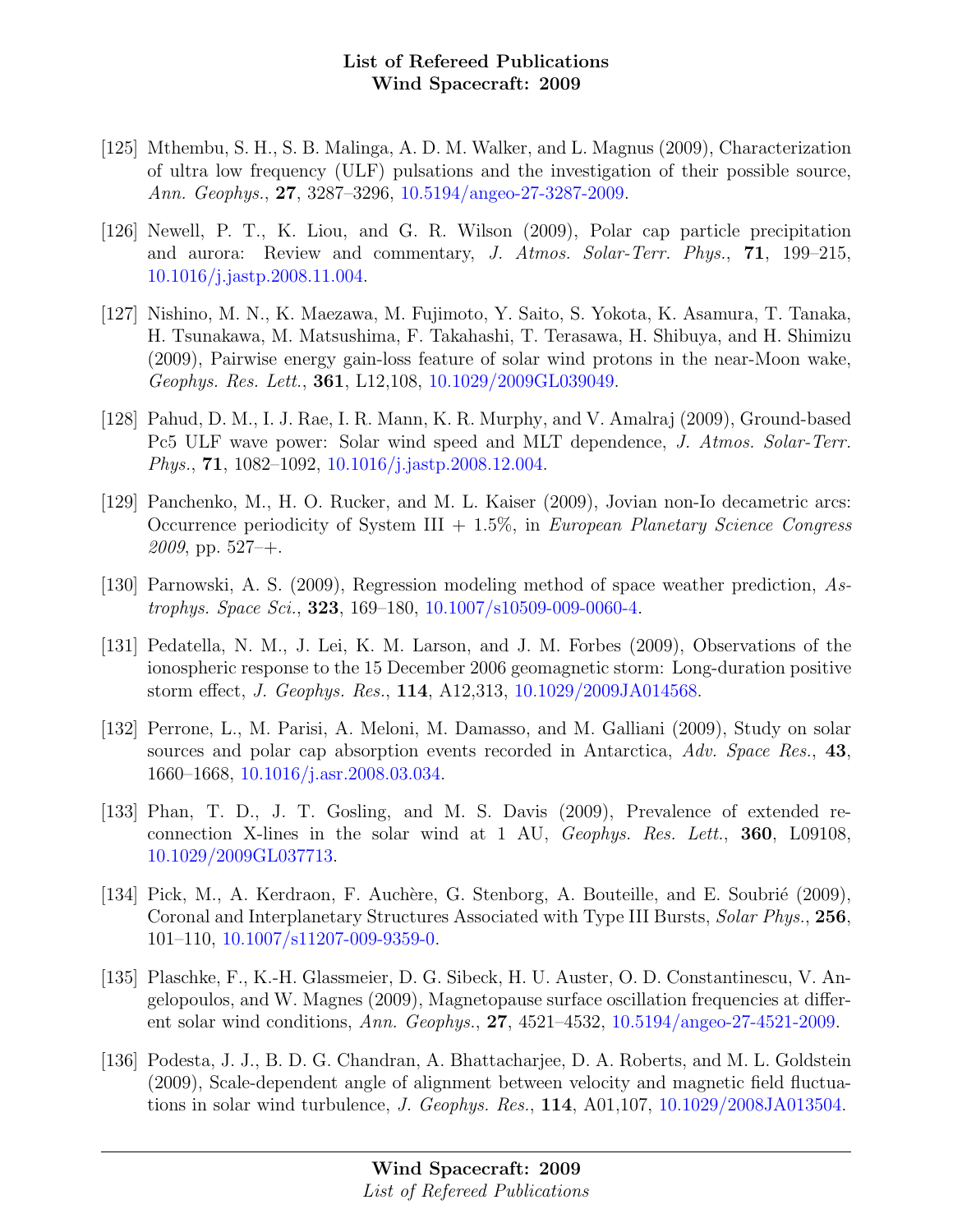[125] Mthembu, S. H., S. B. Malinga, A. D. M. Walker, and L. Magnus (2009), Characterization of ultra low frequency (ULF) pulsations and the investigation of their possible source, *Ann. Geophys.*, **27**, 3287–3296, 10.5194/angeo-27-3287-2009.

[126] Newell, P. T., K. Liou, and G. R. Wilson (2009), Polar cap particle precipitation and aurora: Review and commentary, *J. Atmos. Solar-Terr. Phys.*, **71**, 199–215, 10.1016/j.jastp.2008.11.004.

[127] Nishino, M. N., K. Maezawa, M. Fujimoto, Y. Saito, S. Yokota, K. Asamura, T. Tanaka, H. Tsunakawa, M. Matsushima, F. Takahashi, T. Terasawa, H. Shibuya, and H. Shimizu (2009), Pairwise energy gain-loss feature of solar wind protons in the near-Moon wake, *Geophys. Res. Lett.*, **361**, L12,108, 10.1029/2009GL039049.

[128] Pahud, D. M., I. J. Rae, I. R. Mann, K. R. Murphy, and V. Amalraj (2009), Ground-based Pc5 ULF wave power: Solar wind speed and MLT dependence, *J. Atmos. Solar-Terr. Phys.*, **71**, 1082–1092, 10.1016/j.jastp.2008.12.004.

[129] Panchenko, M., H. O. Rucker, and M. L. Kaiser (2009), Jovian non-Io decametric arcs: Occurrence periodicity of System III + 1.5%, in *European Planetary Science Congress 2009*, pp. 527–+.

[130] Parnowski, A. S. (2009), Regression modeling method of space weather prediction, *Astrophys. Space Sci.*, **323**, 169–180, 10.1007/s10509-009-0060-4.

[131] Pedatella, N. M., J. Lei, K. M. Larson, and J. M. Forbes (2009), Observations of the ionospheric response to the 15 December 2006 geomagnetic storm: Long-duration positive storm effect, *J. Geophys. Res.*, **114**, A12,313, 10.1029/2009JA014568.

[132] Perrone, L., M. Parisi, A. Meloni, M. Damasso, and M. Galliani (2009), Study on solar sources and polar cap absorption events recorded in Antarctica, *Adv. Space Res.*, **43**, 1660–1668, 10.1016/j.asr.2008.03.034.

[133] Phan, T. D., J. T. Gosling, and M. S. Davis (2009), Prevalence of extended reconnection X-lines in the solar wind at 1 AU, *Geophys. Res. Lett.*, **360**, L09108, 10.1029/2009GL037713.

[134] Pick, M., A. Kerdraon, F. Auchère, G. Stenborg, A. Bouteille, and E. Soubrié (2009), Coronal and Interplanetary Structures Associated with Type III Bursts, *Solar Phys.*, **256**, 101–110, 10.1007/s11207-009-9359-0.

[135] Plaschke, F., K.-H. Glassmeier, D. G. Sibeck, H. U. Auster, O. D. Constantinescu, V. Angelopoulos, and W. Magnes (2009), Magnetopause surface oscillation frequencies at different solar wind conditions, *Ann. Geophys.*, **27**, 4521–4532, 10.5194/angeo-27-4521-2009.

[136] Podesta, J. J., B. D. G. Chandran, A. Bhattacharjee, D. A. Roberts, and M. L. Goldstein (2009), Scale-dependent angle of alignment between velocity and magnetic field fluctuations in solar wind turbulence, *J. Geophys. Res.*, **114**, A01,107, 10.1029/2008JA013504.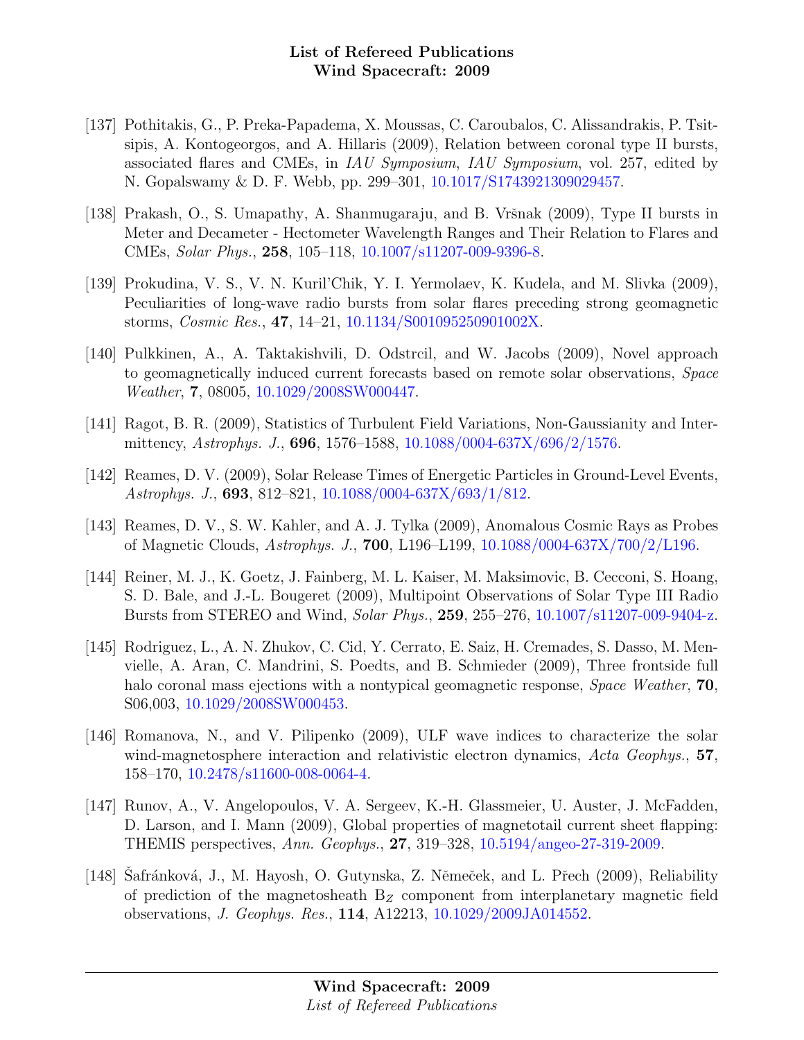[137] Pothitakis, G., P. Preka-Papadema, X. Moussas, C. Caroubalos, C. Alissandrakis, P. Tsitsipis, A. Kontogeorgos, and A. Hillaris (2009), Relation between coronal type II bursts, associated flares and CMEs, in *IAU Symposium*, *IAU Symposium*, vol. 257, edited by N. Gopalswamy & D. F. Webb, pp. 299–301, 10.1017/S1743921309029457.

[138] Prakash, O., S. Umapathy, A. Shanmugaraju, and B. Vršnak (2009), Type II bursts in Meter and Decameter - Hectometer Wavelength Ranges and Their Relation to Flares and CMEs, *Solar Phys.*, **258**, 105–118, 10.1007/s11207-009-9396-8.

[139] Prokudina, V. S., V. N. Kuril'Chik, Y. I. Yermolaev, K. Kudela, and M. Slivka (2009), Peculiarities of long-wave radio bursts from solar flares preceding strong geomagnetic storms, *Cosmic Res.*, **47**, 14–21, 10.1134/S001095250901002X.

[140] Pulkkinen, A., A. Taktakishvili, D. Odstrcil, and W. Jacobs (2009), Novel approach to geomagnetically induced current forecasts based on remote solar observations, *Space Weather*, **7**, 08005, 10.1029/2008SW000447.

[141] Ragot, B. R. (2009), Statistics of Turbulent Field Variations, Non-Gaussianity and Intermittency, *Astrophys. J.*, **696**, 1576–1588, 10.1088/0004-637X/696/2/1576.

[142] Reames, D. V. (2009), Solar Release Times of Energetic Particles in Ground-Level Events, *Astrophys. J.*, **693**, 812–821, 10.1088/0004-637X/693/1/812.

[143] Reames, D. V., S. W. Kahler, and A. J. Tylka (2009), Anomalous Cosmic Rays as Probes of Magnetic Clouds, *Astrophys. J.*, **700**, L196–L199, 10.1088/0004-637X/700/2/L196.

[144] Reiner, M. J., K. Goetz, J. Fainberg, M. L. Kaiser, M. Maksimovic, B. Cecconi, S. Hoang, S. D. Bale, and J.-L. Bougeret (2009), Multipoint Observations of Solar Type III Radio Bursts from STEREO and Wind, *Solar Phys.*, **259**, 255–276, 10.1007/s11207-009-9404-z.

[145] Rodriguez, L., A. N. Zhukov, C. Cid, Y. Cerrato, E. Saiz, H. Cremades, S. Dasso, M. Menvielle, A. Aran, C. Mandrini, S. Poedts, and B. Schmieder (2009), Three frontside full halo coronal mass ejections with a nontypical geomagnetic response, *Space Weather*, **70**, S06,003, 10.1029/2008SW000453.

[146] Romanova, N., and V. Pilipenko (2009), ULF wave indices to characterize the solar wind-magnetosphere interaction and relativistic electron dynamics, *Acta Geophys.*, **57**, 158–170, 10.2478/s11600-008-0064-4.

[147] Runov, A., V. Angelopoulos, V. A. Sergeev, K.-H. Glassmeier, U. Auster, J. McFadden, D. Larson, and I. Mann (2009), Global properties of magnetotail current sheet flapping: THEMIS perspectives, *Ann. Geophys.*, **27**, 319–328, 10.5194/angeo-27-319-2009.

[148] Šafránková, J., M. Hayosh, O. Gutynska, Z. Němeček, and L. Přech (2009), Reliability of prediction of the magnetosheath $B_Z$ component from interplanetary magnetic field observations, *J. Geophys. Res.*, **114**, A12213, 10.1029/2009JA014552.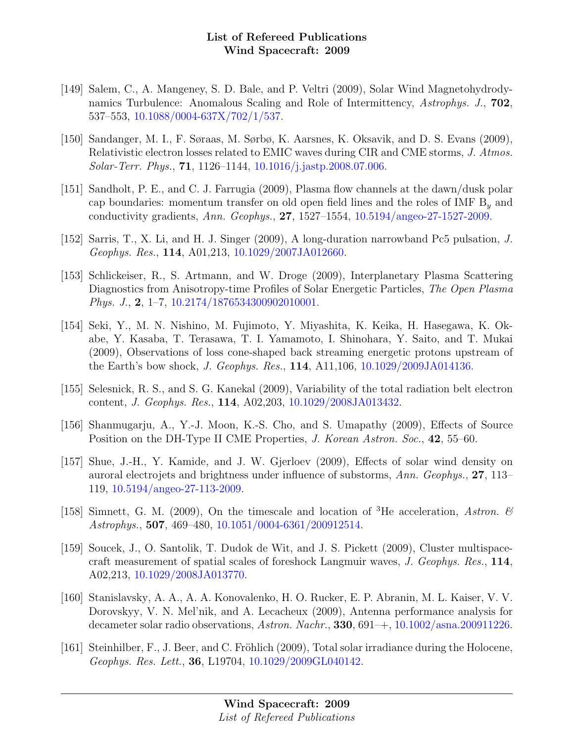[149] Salem, C., A. Mangeney, S. D. Bale, and P. Veltri (2009), Solar Wind Magnetohydrodynamics Turbulence: Anomalous Scaling and Role of Intermittency, *Astrophys. J.*, **702**, 537–553, 10.1088/0004-637X/702/1/537.

[150] Sandanger, M. I., F. Søraas, M. Sørbø, K. Aarsnes, K. Oksavik, and D. S. Evans (2009), Relativistic electron losses related to EMIC waves during CIR and CME storms, *J. Atmos. Solar-Terr. Phys.*, **71**, 1126–1144, 10.1016/j.jastp.2008.07.006.

[151] Sandholt, P. E., and C. J. Farrugia (2009), Plasma flow channels at the dawn/dusk polar cap boundaries: momentum transfer on old open field lines and the roles of IMF $B_y$ and conductivity gradients, *Ann. Geophys.*, **27**, 1527–1554, 10.5194/angeo-27-1527-2009.

[152] Sarris, T., X. Li, and H. J. Singer (2009), A long-duration narrowband Pc5 pulsation, *J. Geophys. Res.*, **114**, A01,213, 10.1029/2007JA012660.

[153] Schlickeiser, R., S. Artmann, and W. Droge (2009), Interplanetary Plasma Scattering Diagnostics from Anisotropy-time Profiles of Solar Energetic Particles, *The Open Plasma Phys. J.*, **2**, 1–7, 10.2174/1876534300902010001.

[154] Seki, Y., M. N. Nishino, M. Fujimoto, Y. Miyashita, K. Keika, H. Hasegawa, K. Okabe, Y. Kasaba, T. Terasawa, T. I. Yamamoto, I. Shinohara, Y. Saito, and T. Mukai (2009), Observations of loss cone-shaped back streaming energetic protons upstream of the Earth's bow shock, *J. Geophys. Res.*, **114**, A11,106, 10.1029/2009JA014136.

[155] Selesnick, R. S., and S. G. Kanekal (2009), Variability of the total radiation belt electron content, *J. Geophys. Res.*, **114**, A02,203, 10.1029/2008JA013432.

[156] Shanmugarju, A., Y.-J. Moon, K.-S. Cho, and S. Umapathy (2009), Effects of Source Position on the DH-Type II CME Properties, *J. Korean Astron. Soc.*, **42**, 55–60.

[157] Shue, J.-H., Y. Kamide, and J. W. Gjerloev (2009), Effects of solar wind density on auroral electrojets and brightness under influence of substorms, *Ann. Geophys.*, **27**, 113–119, 10.5194/angeo-27-113-2009.

[158] Simnett, G. M. (2009), On the timescale and location of $^3$He acceleration, *Astron. & Astrophys.*, **507**, 469–480, 10.1051/0004-6361/200912514.

[159] Soucek, J., O. Santolik, T. Dudok de Wit, and J. S. Pickett (2009), Cluster multispacecraft measurement of spatial scales of foreshock Langmuir waves, *J. Geophys. Res.*, **114**, A02,213, 10.1029/2008JA013770.

[160] Stanislavsky, A. A., A. A. Konovalenko, H. O. Rucker, E. P. Abranin, M. L. Kaiser, V. V. Dorovskyy, V. N. Mel'nik, and A. Lecacheux (2009), Antenna performance analysis for decameter solar radio observations, *Astron. Nachr.*, **330**, 691–+, 10.1002/asna.200911226.

[161] Steinhilber, F., J. Beer, and C. Fröhlich (2009), Total solar irradiance during the Holocene, *Geophys. Res. Lett.*, **36**, L19704, 10.1029/2009GL040142.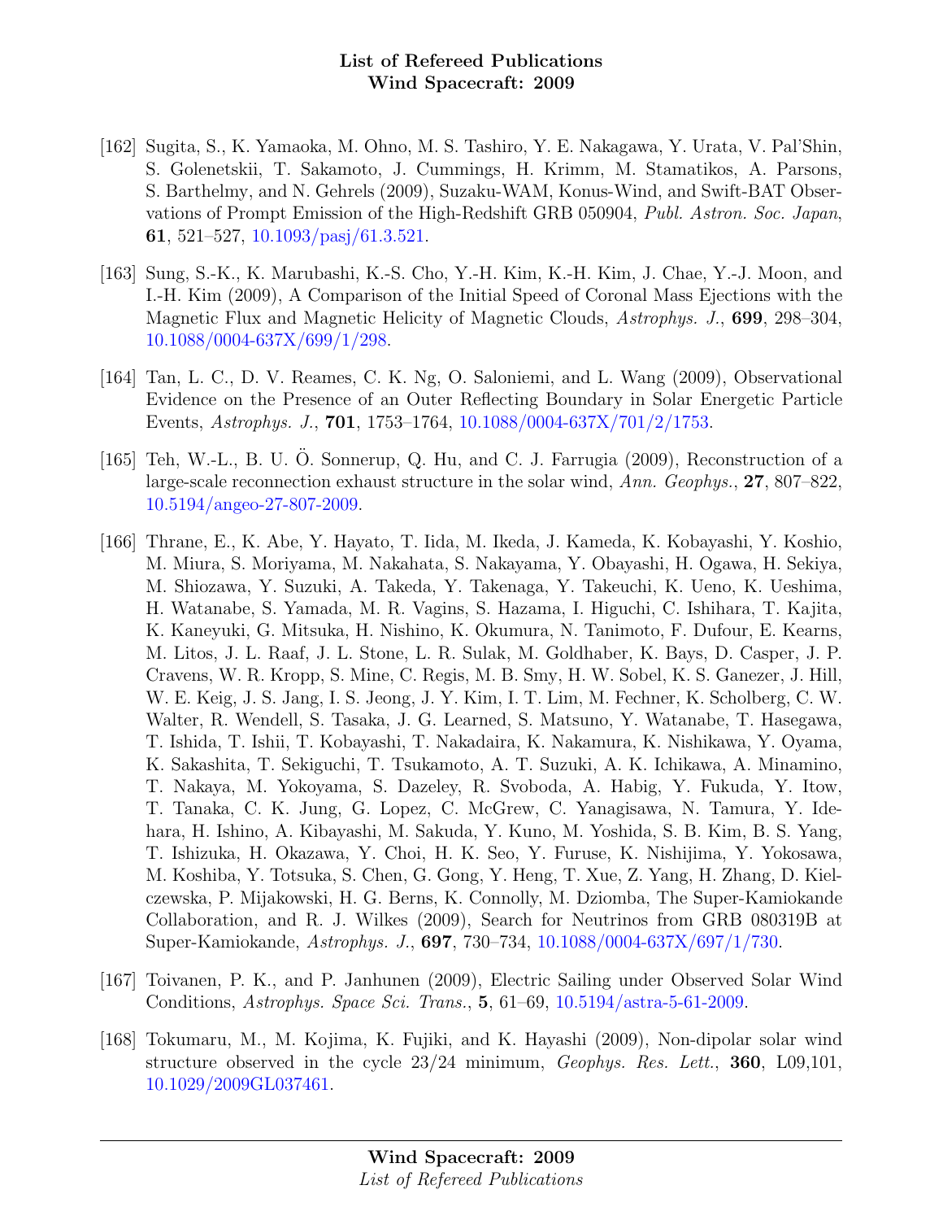[162] Sugita, S., K. Yamaoka, M. Ohno, M. S. Tashiro, Y. E. Nakagawa, Y. Urata, V. Pal'Shin, S. Golenetskii, T. Sakamoto, J. Cummings, H. Krimm, M. Stamatikos, A. Parsons, S. Barthelmy, and N. Gehrels (2009), Suzaku-WAM, Konus-Wind, and Swift-BAT Observations of Prompt Emission of the High-Redshift GRB 050904, *Publ. Astron. Soc. Japan*, **61**, 521–527, 10.1093/pasj/61.3.521.

[163] Sung, S.-K., K. Marubashi, K.-S. Cho, Y.-H. Kim, K.-H. Kim, J. Chae, Y.-J. Moon, and I.-H. Kim (2009), A Comparison of the Initial Speed of Coronal Mass Ejections with the Magnetic Flux and Magnetic Helicity of Magnetic Clouds, *Astrophys. J.*, **699**, 298–304, 10.1088/0004-637X/699/1/298.

[164] Tan, L. C., D. V. Reames, C. K. Ng, O. Saloniemi, and L. Wang (2009), Observational Evidence on the Presence of an Outer Reflecting Boundary in Solar Energetic Particle Events, *Astrophys. J.*, **701**, 1753–1764, 10.1088/0004-637X/701/2/1753.

[165] Teh, W.-L., B. U. Ö. Sonnerup, Q. Hu, and C. J. Farrugia (2009), Reconstruction of a large-scale reconnection exhaust structure in the solar wind, *Ann. Geophys.*, **27**, 807–822, 10.5194/angeo-27-807-2009.

[166] Thrane, E., K. Abe, Y. Hayato, T. Iida, M. Ikeda, J. Kameda, K. Kobayashi, Y. Koshio, M. Miura, S. Moriyama, M. Nakahata, S. Nakayama, Y. Obayashi, H. Ogawa, H. Sekiya, M. Shiozawa, Y. Suzuki, A. Takeda, Y. Takenaga, Y. Takeuchi, K. Ueno, K. Ueshima, H. Watanabe, S. Yamada, M. R. Vagins, S. Hazama, I. Higuchi, C. Ishihara, T. Kajita, K. Kaneyuki, G. Mitsuka, H. Nishino, K. Okumura, N. Tanimoto, F. Dufour, E. Kearns, M. Litos, J. L. Raaf, J. L. Stone, L. R. Sulak, M. Goldhaber, K. Bays, D. Casper, J. P. Cravens, W. R. Kropp, S. Mine, C. Regis, M. B. Smy, H. W. Sobel, K. S. Ganezer, J. Hill, W. E. Keig, J. S. Jang, I. S. Jeong, J. Y. Kim, I. T. Lim, M. Fechner, K. Scholberg, C. W. Walter, R. Wendell, S. Tasaka, J. G. Learned, S. Matsuno, Y. Watanabe, T. Hasegawa, T. Ishida, T. Ishii, T. Kobayashi, T. Nakadaira, K. Nakamura, K. Nishikawa, Y. Oyama, K. Sakashita, T. Sekiguchi, T. Tsukamoto, A. T. Suzuki, A. K. Ichikawa, A. Minamino, T. Nakaya, M. Yokoyama, S. Dazeley, R. Svoboda, A. Habig, Y. Fukuda, Y. Itow, T. Tanaka, C. K. Jung, G. Lopez, C. McGrew, C. Yanagisawa, N. Tamura, Y. Idehara, H. Ishino, A. Kibayashi, M. Sakuda, Y. Kuno, M. Yoshida, S. B. Kim, B. S. Yang, T. Ishizuka, H. Okazawa, Y. Choi, H. K. Seo, Y. Furuse, K. Nishijima, Y. Yokosawa, M. Koshiba, Y. Totsuka, S. Chen, G. Gong, Y. Heng, T. Xue, Z. Yang, H. Zhang, D. Kielczewska, P. Mijakowski, H. G. Berns, K. Connolly, M. Dziomba, The Super-Kamiokande Collaboration, and R. J. Wilkes (2009), Search for Neutrinos from GRB 080319B at Super-Kamiokande, *Astrophys. J.*, **697**, 730–734, 10.1088/0004-637X/697/1/730.

[167] Toivanen, P. K., and P. Janhunen (2009), Electric Sailing under Observed Solar Wind Conditions, *Astrophys. Space Sci. Trans.*, **5**, 61–69, 10.5194/astra-5-61-2009.

[168] Tokumaru, M., M. Kojima, K. Fujiki, and K. Hayashi (2009), Non-dipolar solar wind structure observed in the cycle 23/24 minimum, *Geophys. Res. Lett.*, **360**, L09,101, 10.1029/2009GL037461.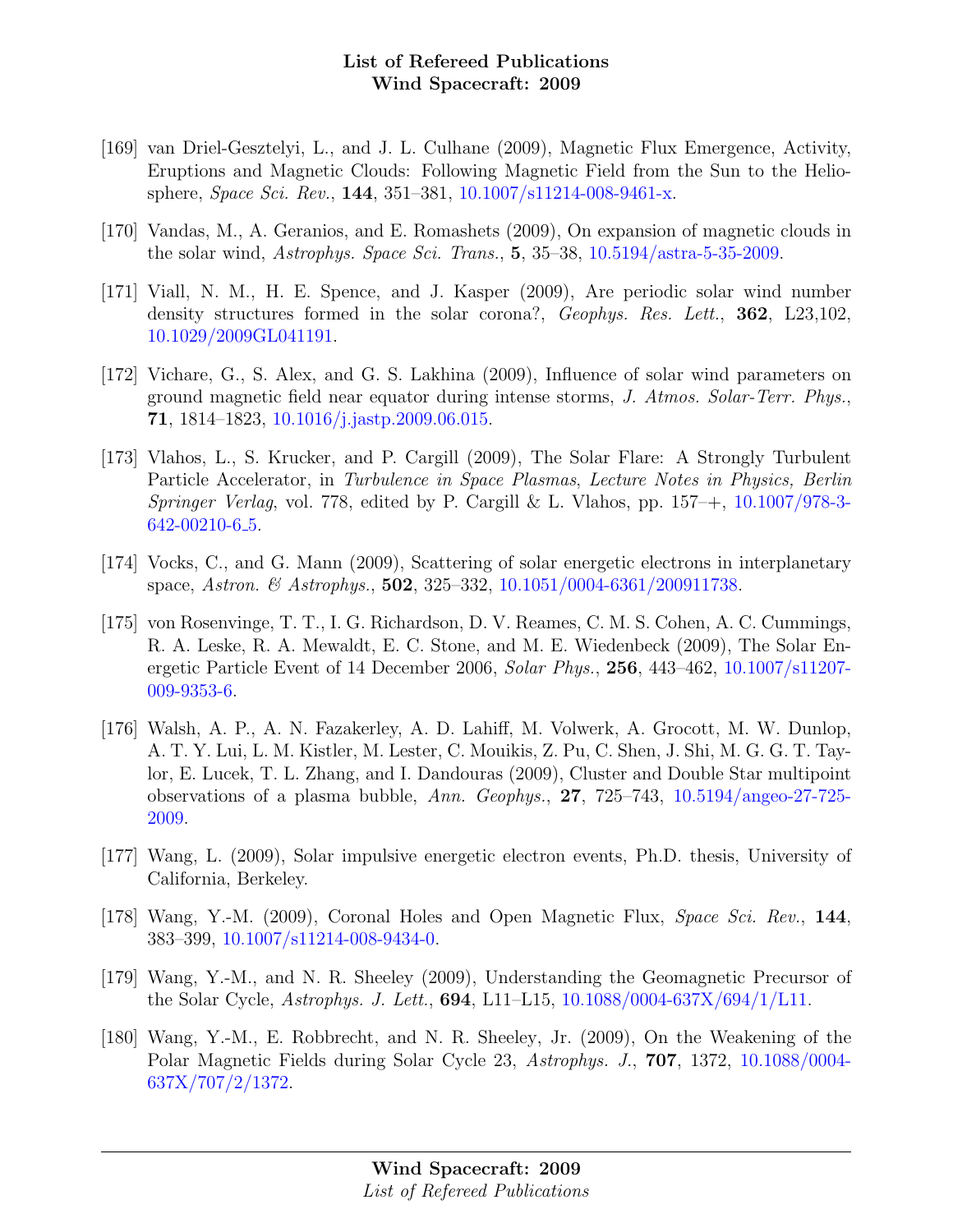[169] van Driel-Gesztelyi, L., and J. L. Culhane (2009), Magnetic Flux Emergence, Activity, Eruptions and Magnetic Clouds: Following Magnetic Field from the Sun to the Heliosphere, *Space Sci. Rev.*, **144**, 351–381, 10.1007/s11214-008-9461-x.

[170] Vandas, M., A. Geranios, and E. Romashets (2009), On expansion of magnetic clouds in the solar wind, *Astrophys. Space Sci. Trans.*, **5**, 35–38, 10.5194/astra-5-35-2009.

[171] Viall, N. M., H. E. Spence, and J. Kasper (2009), Are periodic solar wind number density structures formed in the solar corona?, *Geophys. Res. Lett.*, **362**, L23,102, 10.1029/2009GL041191.

[172] Vichare, G., S. Alex, and G. S. Lakhina (2009), Influence of solar wind parameters on ground magnetic field near equator during intense storms, *J. Atmos. Solar-Terr. Phys.*, **71**, 1814–1823, 10.1016/j.jastp.2009.06.015.

[173] Vlahos, L., S. Krucker, and P. Cargill (2009), The Solar Flare: A Strongly Turbulent Particle Accelerator, in *Turbulence in Space Plasmas*, *Lecture Notes in Physics, Berlin Springer Verlag*, vol. 778, edited by P. Cargill & L. Vlahos, pp. 157–+, 10.1007/978-3-642-00210-6_5.

[174] Vocks, C., and G. Mann (2009), Scattering of solar energetic electrons in interplanetary space, *Astron. & Astrophys.*, **502**, 325–332, 10.1051/0004-6361/200911738.

[175] von Rosenvinge, T. T., I. G. Richardson, D. V. Reames, C. M. S. Cohen, A. C. Cummings, R. A. Leske, R. A. Mewaldt, E. C. Stone, and M. E. Wiedenbeck (2009), The Solar Energetic Particle Event of 14 December 2006, *Solar Phys.*, **256**, 443–462, 10.1007/s11207-009-9353-6.

[176] Walsh, A. P., A. N. Fazakerley, A. D. Lahiff, M. Volwerk, A. Grocott, M. W. Dunlop, A. T. Y. Lui, L. M. Kistler, M. Lester, C. Mouikis, Z. Pu, C. Shen, J. Shi, M. G. G. T. Taylor, E. Lucek, T. L. Zhang, and I. Dandouras (2009), Cluster and Double Star multipoint observations of a plasma bubble, *Ann. Geophys.*, **27**, 725–743, 10.5194/angeo-27-725-2009.

[177] Wang, L. (2009), Solar impulsive energetic electron events, Ph.D. thesis, University of California, Berkeley.

[178] Wang, Y.-M. (2009), Coronal Holes and Open Magnetic Flux, *Space Sci. Rev.*, **144**, 383–399, 10.1007/s11214-008-9434-0.

[179] Wang, Y.-M., and N. R. Sheeley (2009), Understanding the Geomagnetic Precursor of the Solar Cycle, *Astrophys. J. Lett.*, **694**, L11–L15, 10.1088/0004-637X/694/1/L11.

[180] Wang, Y.-M., E. Robbrecht, and N. R. Sheeley, Jr. (2009), On the Weakening of the Polar Magnetic Fields during Solar Cycle 23, *Astrophys. J.*, **707**, 1372, 10.1088/0004-637X/707/2/1372.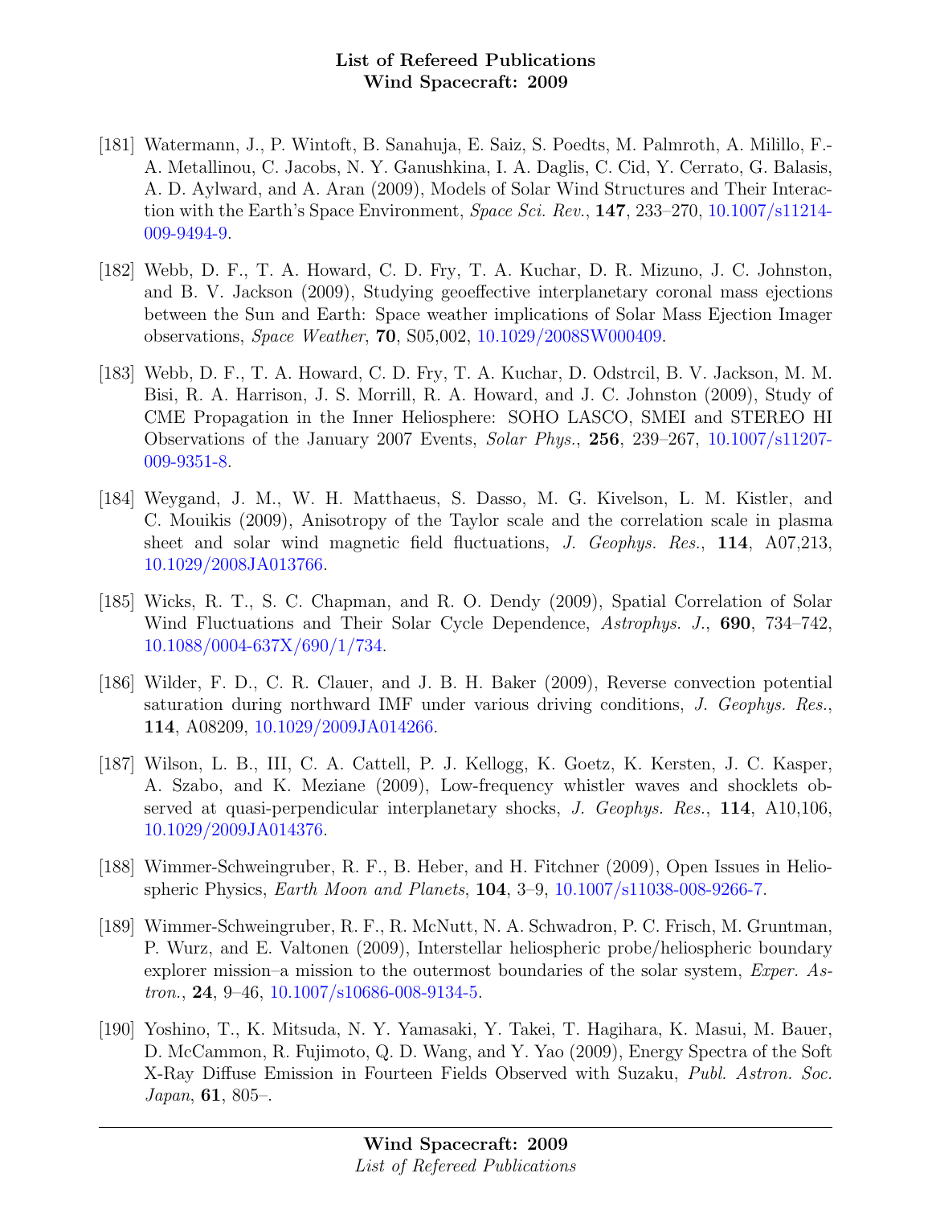[181] Watermann, J., P. Wintoft, B. Sanahuja, E. Saiz, S. Poedts, M. Palmroth, A. Milillo, F.-A. Metallinou, C. Jacobs, N. Y. Ganushkina, I. A. Daglis, C. Cid, Y. Cerrato, G. Balasis, A. D. Aylward, and A. Aran (2009), Models of Solar Wind Structures and Their Interaction with the Earth's Space Environment, *Space Sci. Rev.*, **147**, 233–270, 10.1007/s11214-009-9494-9.

[182] Webb, D. F., T. A. Howard, C. D. Fry, T. A. Kuchar, D. R. Mizuno, J. C. Johnston, and B. V. Jackson (2009), Studying geoeffective interplanetary coronal mass ejections between the Sun and Earth: Space weather implications of Solar Mass Ejection Imager observations, *Space Weather*, **70**, S05,002, 10.1029/2008SW000409.

[183] Webb, D. F., T. A. Howard, C. D. Fry, T. A. Kuchar, D. Odstrcil, B. V. Jackson, M. M. Bisi, R. A. Harrison, J. S. Morrill, R. A. Howard, and J. C. Johnston (2009), Study of CME Propagation in the Inner Heliosphere: SOHO LASCO, SMEI and STEREO HI Observations of the January 2007 Events, *Solar Phys.*, **256**, 239–267, 10.1007/s11207-009-9351-8.

[184] Weygand, J. M., W. H. Matthaeus, S. Dasso, M. G. Kivelson, L. M. Kistler, and C. Mouikis (2009), Anisotropy of the Taylor scale and the correlation scale in plasma sheet and solar wind magnetic field fluctuations, *J. Geophys. Res.*, **114**, A07,213, 10.1029/2008JA013766.

[185] Wicks, R. T., S. C. Chapman, and R. O. Dendy (2009), Spatial Correlation of Solar Wind Fluctuations and Their Solar Cycle Dependence, *Astrophys. J.*, **690**, 734–742, 10.1088/0004-637X/690/1/734.

[186] Wilder, F. D., C. R. Clauer, and J. B. H. Baker (2009), Reverse convection potential saturation during northward IMF under various driving conditions, *J. Geophys. Res.*, **114**, A08209, 10.1029/2009JA014266.

[187] Wilson, L. B., III, C. A. Cattell, P. J. Kellogg, K. Goetz, K. Kersten, J. C. Kasper, A. Szabo, and K. Meziane (2009), Low-frequency whistler waves and shocklets observed at quasi-perpendicular interplanetary shocks, *J. Geophys. Res.*, **114**, A10,106, 10.1029/2009JA014376.

[188] Wimmer-Schweingruber, R. F., B. Heber, and H. Fitchner (2009), Open Issues in Heliospheric Physics, *Earth Moon and Planets*, **104**, 3–9, 10.1007/s11038-008-9266-7.

[189] Wimmer-Schweingruber, R. F., R. McNutt, N. A. Schwadron, P. C. Frisch, M. Gruntman, P. Wurz, and E. Valtonen (2009), Interstellar heliospheric probe/heliospheric boundary explorer mission–a mission to the outermost boundaries of the solar system, *Exper. Astron.*, **24**, 9–46, 10.1007/s10686-008-9134-5.

[190] Yoshino, T., K. Mitsuda, N. Y. Yamasaki, Y. Takei, T. Hagihara, K. Masui, M. Bauer, D. McCammon, R. Fujimoto, Q. D. Wang, and Y. Yao (2009), Energy Spectra of the Soft X-Ray Diffuse Emission in Fourteen Fields Observed with Suzaku, *Publ. Astron. Soc. Japan*, **61**, 805–.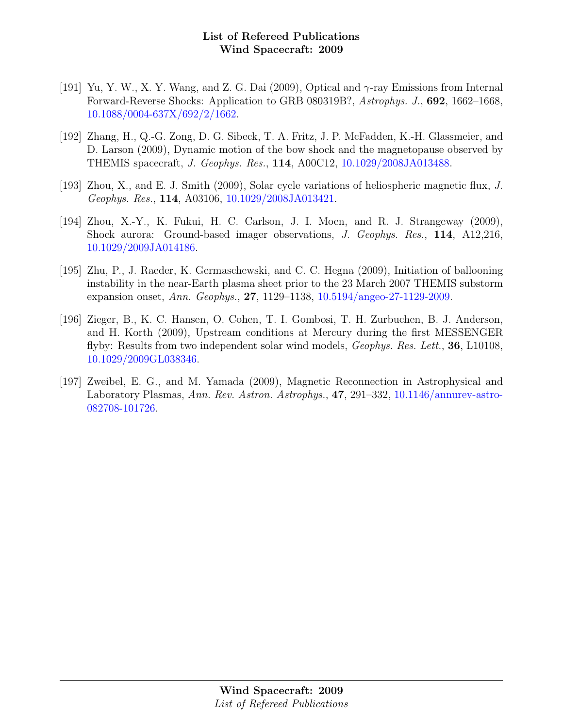[191] Yu, Y. W., X. Y. Wang, and Z. G. Dai (2009), Optical and $\gamma$-ray Emissions from Internal Forward-Reverse Shocks: Application to GRB 080319B?, *Astrophys. J.*, **692**, 1662–1668, 10.1088/0004-637X/692/2/1662.

[192] Zhang, H., Q.-G. Zong, D. G. Sibeck, T. A. Fritz, J. P. McFadden, K.-H. Glassmeier, and D. Larson (2009), Dynamic motion of the bow shock and the magnetopause observed by THEMIS spacecraft, *J. Geophys. Res.*, **114**, A00C12, 10.1029/2008JA013488.

[193] Zhou, X., and E. J. Smith (2009), Solar cycle variations of heliospheric magnetic flux, *J. Geophys. Res.*, **114**, A03106, 10.1029/2008JA013421.

[194] Zhou, X.-Y., K. Fukui, H. C. Carlson, J. I. Moen, and R. J. Strangeway (2009), Shock aurora: Ground-based imager observations, *J. Geophys. Res.*, **114**, A12,216, 10.1029/2009JA014186.

[195] Zhu, P., J. Raeder, K. Germaschewski, and C. C. Hegna (2009), Initiation of ballooning instability in the near-Earth plasma sheet prior to the 23 March 2007 THEMIS substorm expansion onset, *Ann. Geophys.*, **27**, 1129–1138, 10.5194/angeo-27-1129-2009.

[196] Zieger, B., K. C. Hansen, O. Cohen, T. I. Gombosi, T. H. Zurbuchen, B. J. Anderson, and H. Korth (2009), Upstream conditions at Mercury during the first MESSENGER flyby: Results from two independent solar wind models, *Geophys. Res. Lett.*, **36**, L10108, 10.1029/2009GL038346.

[197] Zweibel, E. G., and M. Yamada (2009), Magnetic Reconnection in Astrophysical and Laboratory Plasmas, *Ann. Rev. Astron. Astrophys.*, **47**, 291–332, 10.1146/annurev-astro-082708-101726.